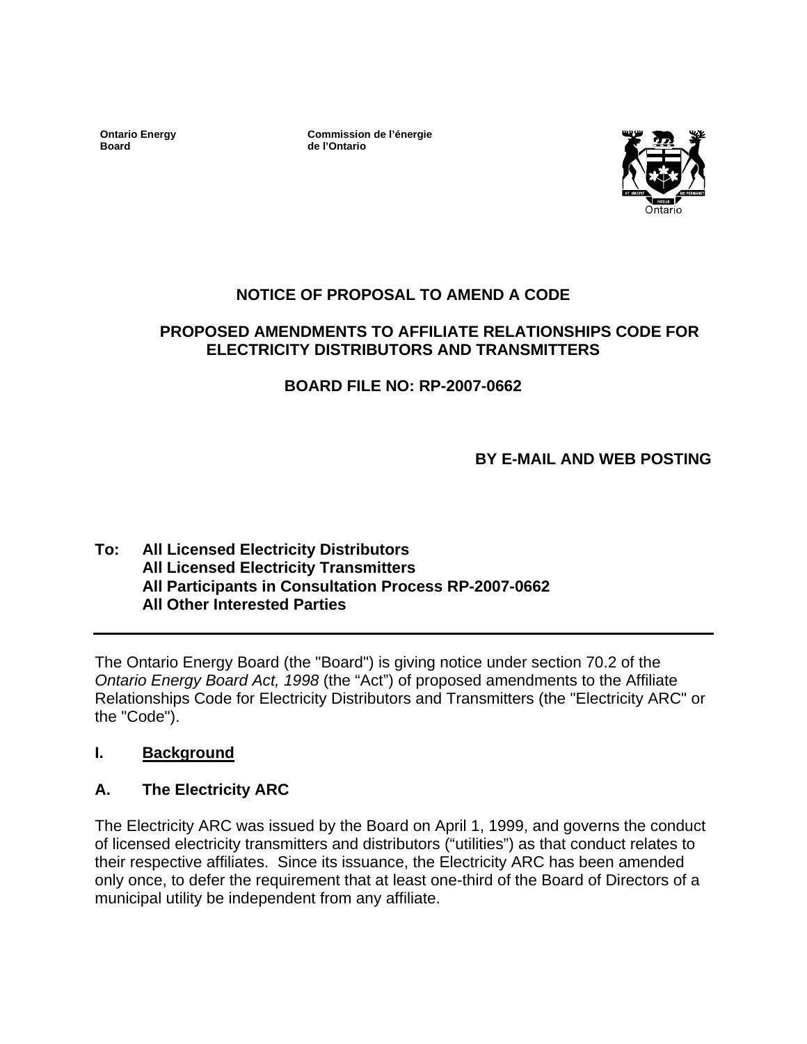**Ontario Energy Board**

**Commission de l'énergie de l'Ontario**

## NOTICE OF PROPOSAL TO AMEND A CODE

## PROPOSED AMENDMENTS TO AFFILIATE RELATIONSHIPS CODE FOR ELECTRICITY DISTRIBUTORS AND TRANSMITTERS

## BOARD FILE NO: RP-2007-0662

**BY E-MAIL AND WEB POSTING**

**To: All Licensed Electricity Distributors**
**All Licensed Electricity Transmitters**
**All Participants in Consultation Process RP-2007-0662**
**All Other Interested Parties**

---

The Ontario Energy Board (the "Board") is giving notice under section 70.2 of the *Ontario Energy Board Act, 1998* (the "Act") of proposed amendments to the Affiliate Relationships Code for Electricity Distributors and Transmitters (the "Electricity ARC" or the "Code").

## I. Background

### A. The Electricity ARC

The Electricity ARC was issued by the Board on April 1, 1999, and governs the conduct of licensed electricity transmitters and distributors ("utilities") as that conduct relates to their respective affiliates. Since its issuance, the Electricity ARC has been amended only once, to defer the requirement that at least one-third of the Board of Directors of a municipal utility be independent from any affiliate.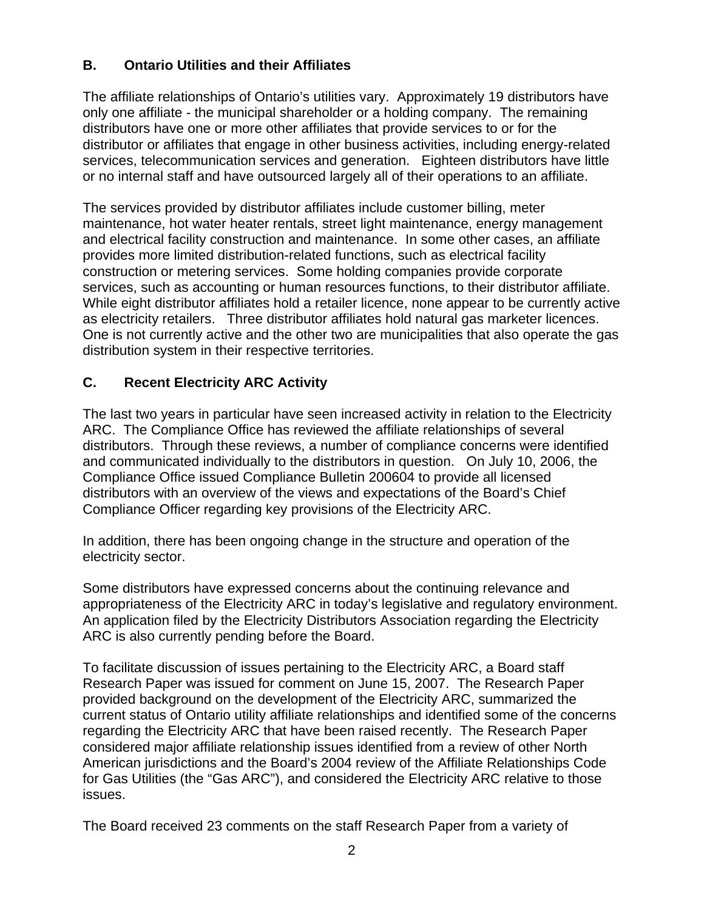## B. Ontario Utilities and their Affiliates

The affiliate relationships of Ontario's utilities vary. Approximately 19 distributors have only one affiliate - the municipal shareholder or a holding company. The remaining distributors have one or more other affiliates that provide services to or for the distributor or affiliates that engage in other business activities, including energy-related services, telecommunication services and generation. Eighteen distributors have little or no internal staff and have outsourced largely all of their operations to an affiliate.

The services provided by distributor affiliates include customer billing, meter maintenance, hot water heater rentals, street light maintenance, energy management and electrical facility construction and maintenance. In some other cases, an affiliate provides more limited distribution-related functions, such as electrical facility construction or metering services. Some holding companies provide corporate services, such as accounting or human resources functions, to their distributor affiliate. While eight distributor affiliates hold a retailer licence, none appear to be currently active as electricity retailers. Three distributor affiliates hold natural gas marketer licences. One is not currently active and the other two are municipalities that also operate the gas distribution system in their respective territories.

## C. Recent Electricity ARC Activity

The last two years in particular have seen increased activity in relation to the Electricity ARC. The Compliance Office has reviewed the affiliate relationships of several distributors. Through these reviews, a number of compliance concerns were identified and communicated individually to the distributors in question. On July 10, 2006, the Compliance Office issued Compliance Bulletin 200604 to provide all licensed distributors with an overview of the views and expectations of the Board's Chief Compliance Officer regarding key provisions of the Electricity ARC.

In addition, there has been ongoing change in the structure and operation of the electricity sector.

Some distributors have expressed concerns about the continuing relevance and appropriateness of the Electricity ARC in today's legislative and regulatory environment. An application filed by the Electricity Distributors Association regarding the Electricity ARC is also currently pending before the Board.

To facilitate discussion of issues pertaining to the Electricity ARC, a Board staff Research Paper was issued for comment on June 15, 2007. The Research Paper provided background on the development of the Electricity ARC, summarized the current status of Ontario utility affiliate relationships and identified some of the concerns regarding the Electricity ARC that have been raised recently. The Research Paper considered major affiliate relationship issues identified from a review of other North American jurisdictions and the Board's 2004 review of the Affiliate Relationships Code for Gas Utilities (the "Gas ARC"), and considered the Electricity ARC relative to those issues.

The Board received 23 comments on the staff Research Paper from a variety of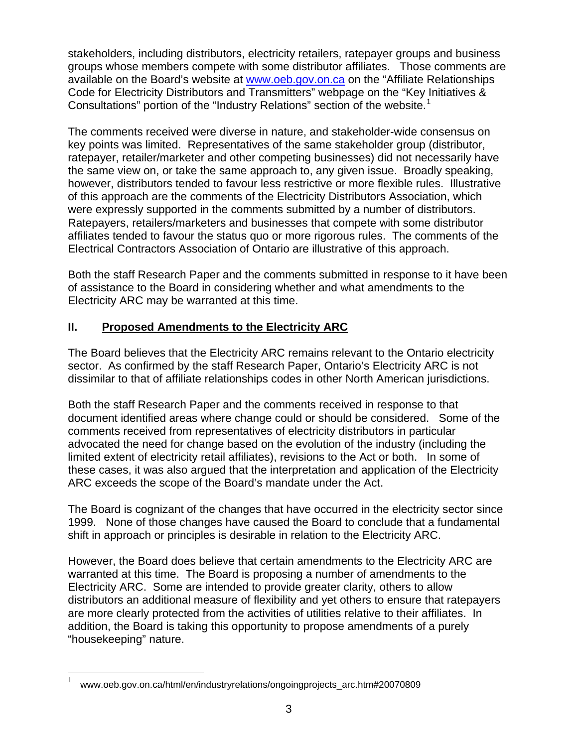stakeholders, including distributors, electricity retailers, ratepayer groups and business groups whose members compete with some distributor affiliates. Those comments are available on the Board's website at www.oeb.gov.on.ca on the "Affiliate Relationships Code for Electricity Distributors and Transmitters" webpage on the "Key Initiatives & Consultations" portion of the "Industry Relations" section of the website.[1]

The comments received were diverse in nature, and stakeholder-wide consensus on key points was limited. Representatives of the same stakeholder group (distributor, ratepayer, retailer/marketer and other competing businesses) did not necessarily have the same view on, or take the same approach to, any given issue. Broadly speaking, however, distributors tended to favour less restrictive or more flexible rules. Illustrative of this approach are the comments of the Electricity Distributors Association, which were expressly supported in the comments submitted by a number of distributors. Ratepayers, retailers/marketers and businesses that compete with some distributor affiliates tended to favour the status quo or more rigorous rules. The comments of the Electrical Contractors Association of Ontario are illustrative of this approach.

Both the staff Research Paper and the comments submitted in response to it have been of assistance to the Board in considering whether and what amendments to the Electricity ARC may be warranted at this time.

## II. Proposed Amendments to the Electricity ARC

The Board believes that the Electricity ARC remains relevant to the Ontario electricity sector. As confirmed by the staff Research Paper, Ontario's Electricity ARC is not dissimilar to that of affiliate relationships codes in other North American jurisdictions.

Both the staff Research Paper and the comments received in response to that document identified areas where change could or should be considered. Some of the comments received from representatives of electricity distributors in particular advocated the need for change based on the evolution of the industry (including the limited extent of electricity retail affiliates), revisions to the Act or both. In some of these cases, it was also argued that the interpretation and application of the Electricity ARC exceeds the scope of the Board's mandate under the Act.

The Board is cognizant of the changes that have occurred in the electricity sector since 1999. None of those changes have caused the Board to conclude that a fundamental shift in approach or principles is desirable in relation to the Electricity ARC.

However, the Board does believe that certain amendments to the Electricity ARC are warranted at this time. The Board is proposing a number of amendments to the Electricity ARC. Some are intended to provide greater clarity, others to allow distributors an additional measure of flexibility and yet others to ensure that ratepayers are more clearly protected from the activities of utilities relative to their affiliates. In addition, the Board is taking this opportunity to propose amendments of a purely "housekeeping" nature.

---

[1] www.oeb.gov.on.ca/html/en/industryrelations/ongoingprojects_arc.htm#20070809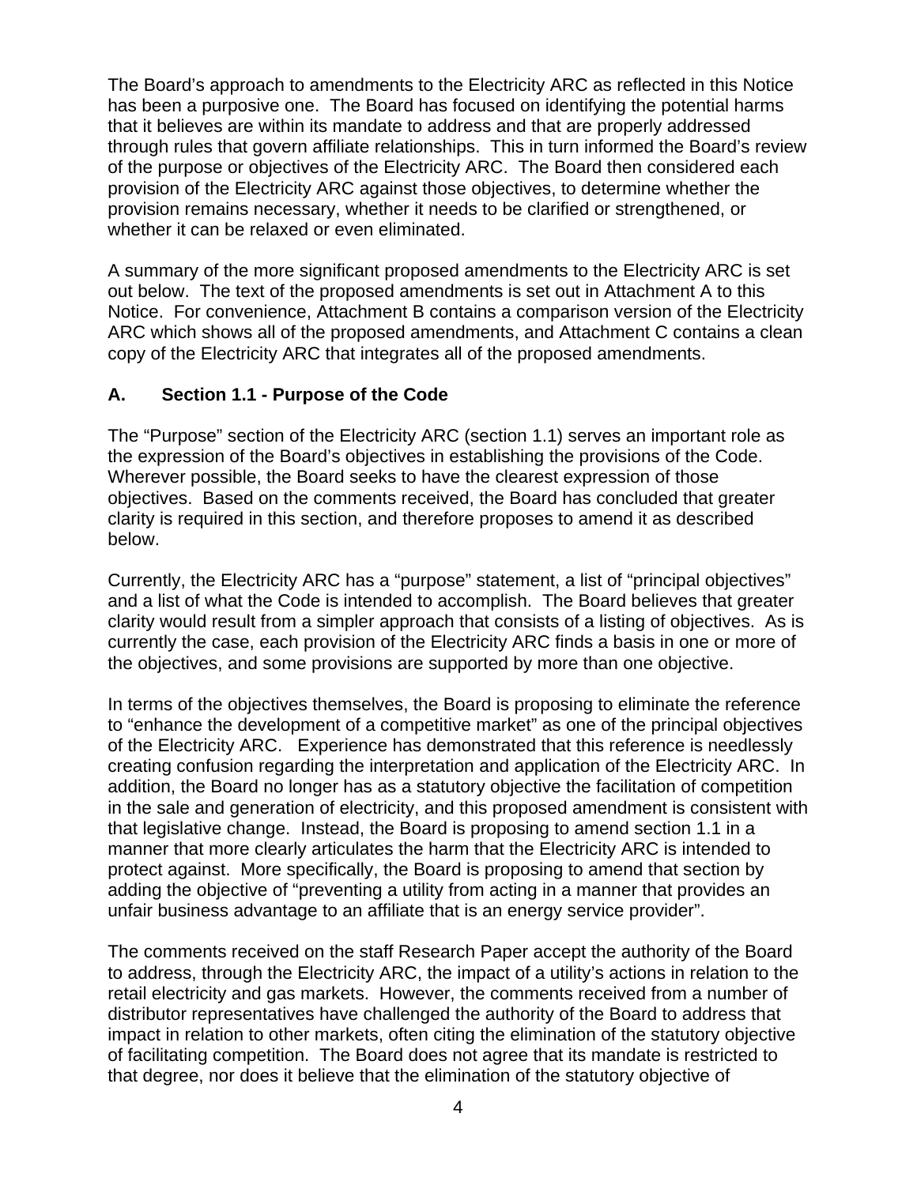The Board's approach to amendments to the Electricity ARC as reflected in this Notice has been a purposive one. The Board has focused on identifying the potential harms that it believes are within its mandate to address and that are properly addressed through rules that govern affiliate relationships. This in turn informed the Board's review of the purpose or objectives of the Electricity ARC. The Board then considered each provision of the Electricity ARC against those objectives, to determine whether the provision remains necessary, whether it needs to be clarified or strengthened, or whether it can be relaxed or even eliminated.

A summary of the more significant proposed amendments to the Electricity ARC is set out below. The text of the proposed amendments is set out in Attachment A to this Notice. For convenience, Attachment B contains a comparison version of the Electricity ARC which shows all of the proposed amendments, and Attachment C contains a clean copy of the Electricity ARC that integrates all of the proposed amendments.

## A. Section 1.1 - Purpose of the Code

The "Purpose" section of the Electricity ARC (section 1.1) serves an important role as the expression of the Board's objectives in establishing the provisions of the Code. Wherever possible, the Board seeks to have the clearest expression of those objectives. Based on the comments received, the Board has concluded that greater clarity is required in this section, and therefore proposes to amend it as described below.

Currently, the Electricity ARC has a "purpose" statement, a list of "principal objectives" and a list of what the Code is intended to accomplish. The Board believes that greater clarity would result from a simpler approach that consists of a listing of objectives. As is currently the case, each provision of the Electricity ARC finds a basis in one or more of the objectives, and some provisions are supported by more than one objective.

In terms of the objectives themselves, the Board is proposing to eliminate the reference to "enhance the development of a competitive market" as one of the principal objectives of the Electricity ARC. Experience has demonstrated that this reference is needlessly creating confusion regarding the interpretation and application of the Electricity ARC. In addition, the Board no longer has as a statutory objective the facilitation of competition in the sale and generation of electricity, and this proposed amendment is consistent with that legislative change. Instead, the Board is proposing to amend section 1.1 in a manner that more clearly articulates the harm that the Electricity ARC is intended to protect against. More specifically, the Board is proposing to amend that section by adding the objective of "preventing a utility from acting in a manner that provides an unfair business advantage to an affiliate that is an energy service provider".

The comments received on the staff Research Paper accept the authority of the Board to address, through the Electricity ARC, the impact of a utility's actions in relation to the retail electricity and gas markets. However, the comments received from a number of distributor representatives have challenged the authority of the Board to address that impact in relation to other markets, often citing the elimination of the statutory objective of facilitating competition. The Board does not agree that its mandate is restricted to that degree, nor does it believe that the elimination of the statutory objective of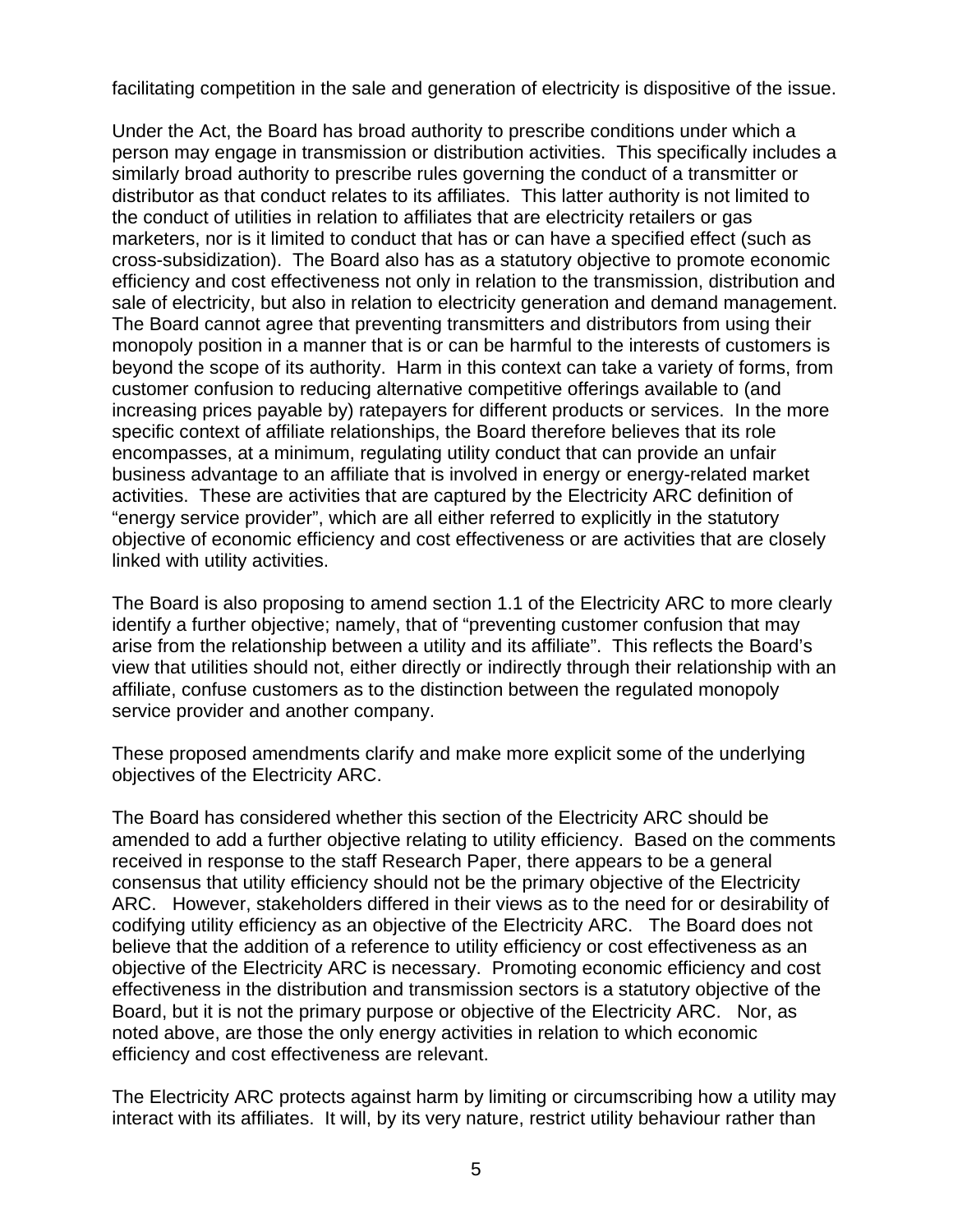facilitating competition in the sale and generation of electricity is dispositive of the issue.

Under the Act, the Board has broad authority to prescribe conditions under which a person may engage in transmission or distribution activities. This specifically includes a similarly broad authority to prescribe rules governing the conduct of a transmitter or distributor as that conduct relates to its affiliates. This latter authority is not limited to the conduct of utilities in relation to affiliates that are electricity retailers or gas marketers, nor is it limited to conduct that has or can have a specified effect (such as cross-subsidization). The Board also has as a statutory objective to promote economic efficiency and cost effectiveness not only in relation to the transmission, distribution and sale of electricity, but also in relation to electricity generation and demand management. The Board cannot agree that preventing transmitters and distributors from using their monopoly position in a manner that is or can be harmful to the interests of customers is beyond the scope of its authority. Harm in this context can take a variety of forms, from customer confusion to reducing alternative competitive offerings available to (and increasing prices payable by) ratepayers for different products or services. In the more specific context of affiliate relationships, the Board therefore believes that its role encompasses, at a minimum, regulating utility conduct that can provide an unfair business advantage to an affiliate that is involved in energy or energy-related market activities. These are activities that are captured by the Electricity ARC definition of "energy service provider", which are all either referred to explicitly in the statutory objective of economic efficiency and cost effectiveness or are activities that are closely linked with utility activities.

The Board is also proposing to amend section 1.1 of the Electricity ARC to more clearly identify a further objective; namely, that of "preventing customer confusion that may arise from the relationship between a utility and its affiliate". This reflects the Board's view that utilities should not, either directly or indirectly through their relationship with an affiliate, confuse customers as to the distinction between the regulated monopoly service provider and another company.

These proposed amendments clarify and make more explicit some of the underlying objectives of the Electricity ARC.

The Board has considered whether this section of the Electricity ARC should be amended to add a further objective relating to utility efficiency. Based on the comments received in response to the staff Research Paper, there appears to be a general consensus that utility efficiency should not be the primary objective of the Electricity ARC. However, stakeholders differed in their views as to the need for or desirability of codifying utility efficiency as an objective of the Electricity ARC. The Board does not believe that the addition of a reference to utility efficiency or cost effectiveness as an objective of the Electricity ARC is necessary. Promoting economic efficiency and cost effectiveness in the distribution and transmission sectors is a statutory objective of the Board, but it is not the primary purpose or objective of the Electricity ARC. Nor, as noted above, are those the only energy activities in relation to which economic efficiency and cost effectiveness are relevant.

The Electricity ARC protects against harm by limiting or circumscribing how a utility may interact with its affiliates. It will, by its very nature, restrict utility behaviour rather than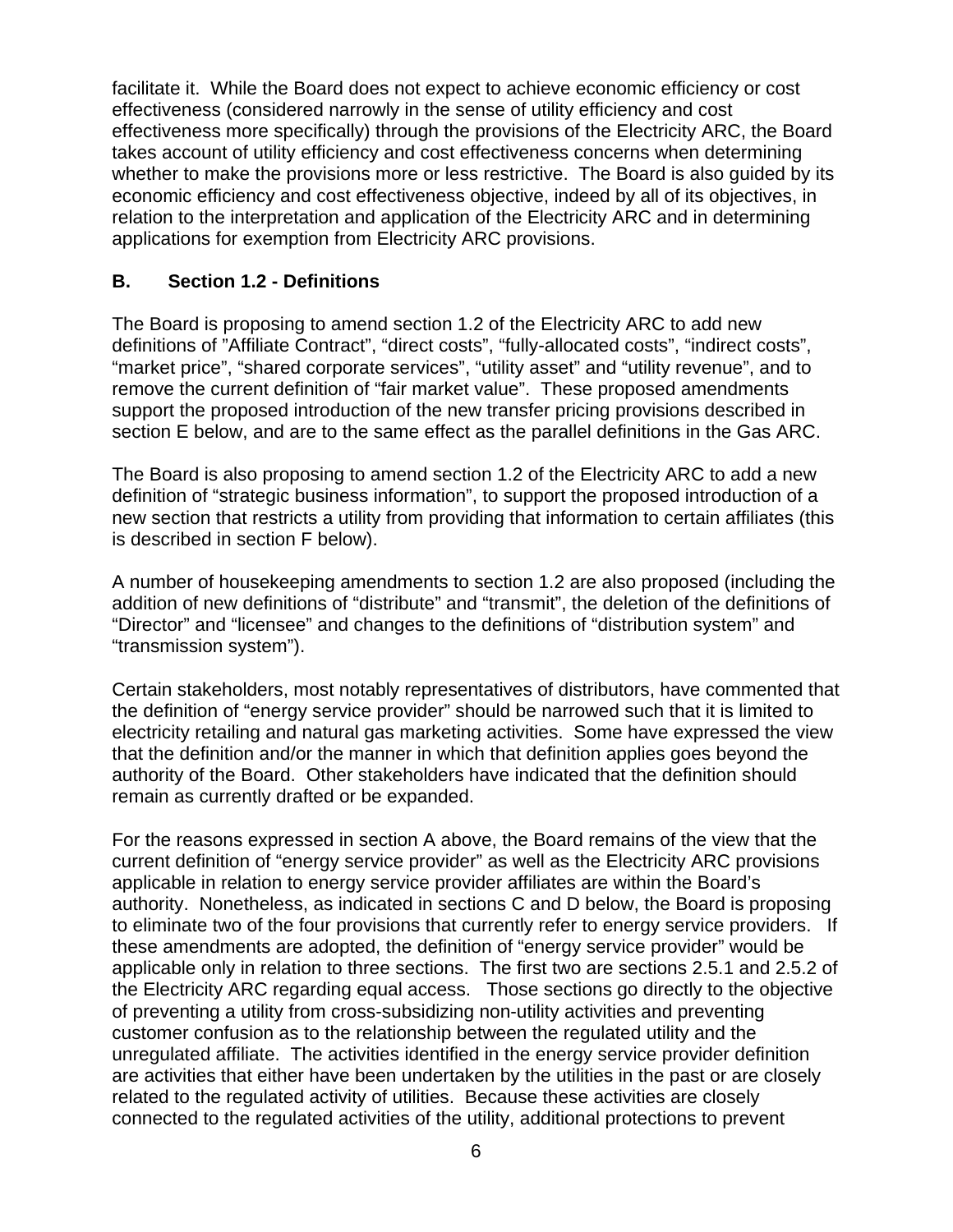facilitate it. While the Board does not expect to achieve economic efficiency or cost effectiveness (considered narrowly in the sense of utility efficiency and cost effectiveness more specifically) through the provisions of the Electricity ARC, the Board takes account of utility efficiency and cost effectiveness concerns when determining whether to make the provisions more or less restrictive. The Board is also guided by its economic efficiency and cost effectiveness objective, indeed by all of its objectives, in relation to the interpretation and application of the Electricity ARC and in determining applications for exemption from Electricity ARC provisions.

## B. Section 1.2 - Definitions

The Board is proposing to amend section 1.2 of the Electricity ARC to add new definitions of "Affiliate Contract", "direct costs", "fully-allocated costs", "indirect costs", "market price", "shared corporate services", "utility asset" and "utility revenue", and to remove the current definition of "fair market value". These proposed amendments support the proposed introduction of the new transfer pricing provisions described in section E below, and are to the same effect as the parallel definitions in the Gas ARC.

The Board is also proposing to amend section 1.2 of the Electricity ARC to add a new definition of "strategic business information", to support the proposed introduction of a new section that restricts a utility from providing that information to certain affiliates (this is described in section F below).

A number of housekeeping amendments to section 1.2 are also proposed (including the addition of new definitions of "distribute" and "transmit", the deletion of the definitions of "Director" and "licensee" and changes to the definitions of "distribution system" and "transmission system").

Certain stakeholders, most notably representatives of distributors, have commented that the definition of "energy service provider" should be narrowed such that it is limited to electricity retailing and natural gas marketing activities. Some have expressed the view that the definition and/or the manner in which that definition applies goes beyond the authority of the Board. Other stakeholders have indicated that the definition should remain as currently drafted or be expanded.

For the reasons expressed in section A above, the Board remains of the view that the current definition of "energy service provider" as well as the Electricity ARC provisions applicable in relation to energy service provider affiliates are within the Board's authority. Nonetheless, as indicated in sections C and D below, the Board is proposing to eliminate two of the four provisions that currently refer to energy service providers. If these amendments are adopted, the definition of "energy service provider" would be applicable only in relation to three sections. The first two are sections 2.5.1 and 2.5.2 of the Electricity ARC regarding equal access. Those sections go directly to the objective of preventing a utility from cross-subsidizing non-utility activities and preventing customer confusion as to the relationship between the regulated utility and the unregulated affiliate. The activities identified in the energy service provider definition are activities that either have been undertaken by the utilities in the past or are closely related to the regulated activity of utilities. Because these activities are closely connected to the regulated activities of the utility, additional protections to prevent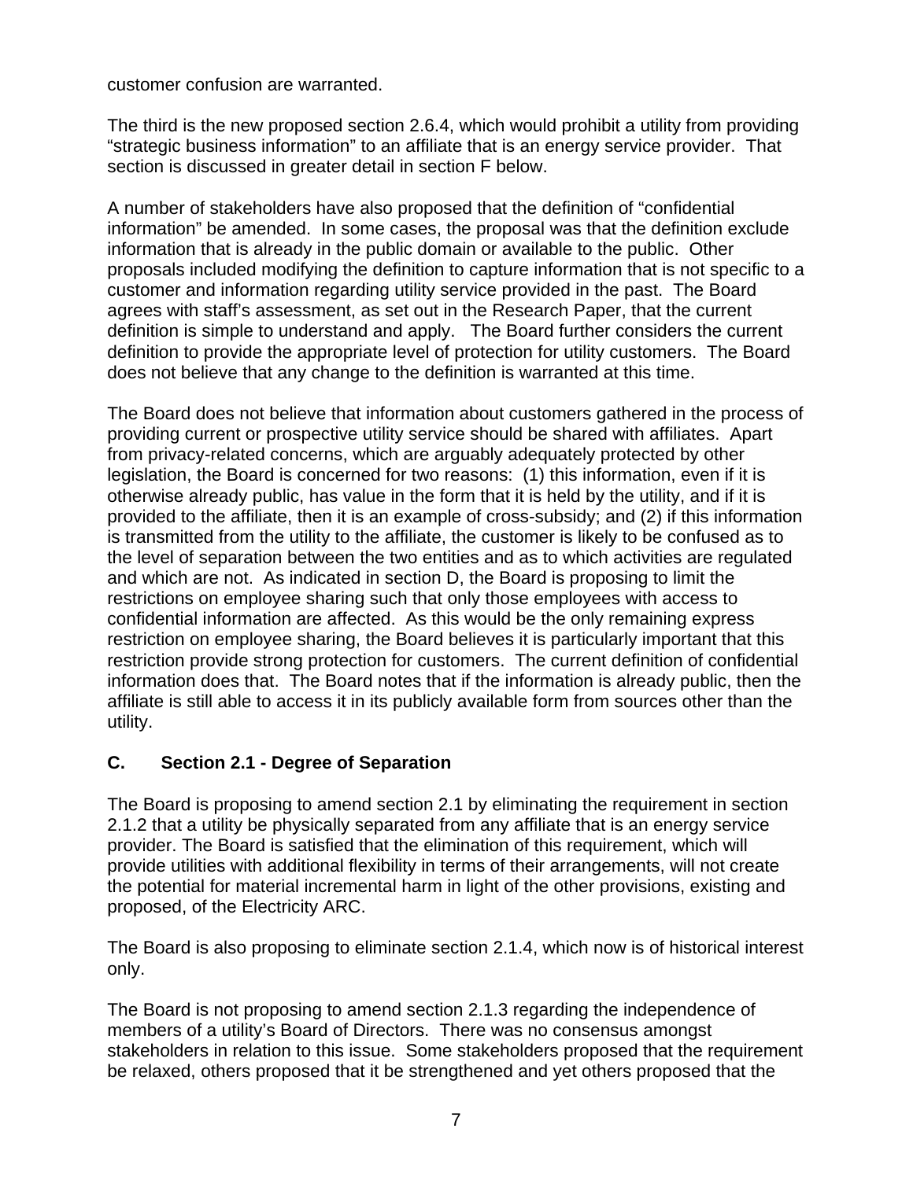customer confusion are warranted.

The third is the new proposed section 2.6.4, which would prohibit a utility from providing "strategic business information" to an affiliate that is an energy service provider. That section is discussed in greater detail in section F below.

A number of stakeholders have also proposed that the definition of "confidential information" be amended. In some cases, the proposal was that the definition exclude information that is already in the public domain or available to the public. Other proposals included modifying the definition to capture information that is not specific to a customer and information regarding utility service provided in the past. The Board agrees with staff's assessment, as set out in the Research Paper, that the current definition is simple to understand and apply. The Board further considers the current definition to provide the appropriate level of protection for utility customers. The Board does not believe that any change to the definition is warranted at this time.

The Board does not believe that information about customers gathered in the process of providing current or prospective utility service should be shared with affiliates. Apart from privacy-related concerns, which are arguably adequately protected by other legislation, the Board is concerned for two reasons: (1) this information, even if it is otherwise already public, has value in the form that it is held by the utility, and if it is provided to the affiliate, then it is an example of cross-subsidy; and (2) if this information is transmitted from the utility to the affiliate, the customer is likely to be confused as to the level of separation between the two entities and as to which activities are regulated and which are not. As indicated in section D, the Board is proposing to limit the restrictions on employee sharing such that only those employees with access to confidential information are affected. As this would be the only remaining express restriction on employee sharing, the Board believes it is particularly important that this restriction provide strong protection for customers. The current definition of confidential information does that. The Board notes that if the information is already public, then the affiliate is still able to access it in its publicly available form from sources other than the utility.

## C. Section 2.1 - Degree of Separation

The Board is proposing to amend section 2.1 by eliminating the requirement in section 2.1.2 that a utility be physically separated from any affiliate that is an energy service provider. The Board is satisfied that the elimination of this requirement, which will provide utilities with additional flexibility in terms of their arrangements, will not create the potential for material incremental harm in light of the other provisions, existing and proposed, of the Electricity ARC.

The Board is also proposing to eliminate section 2.1.4, which now is of historical interest only.

The Board is not proposing to amend section 2.1.3 regarding the independence of members of a utility's Board of Directors. There was no consensus amongst stakeholders in relation to this issue. Some stakeholders proposed that the requirement be relaxed, others proposed that it be strengthened and yet others proposed that the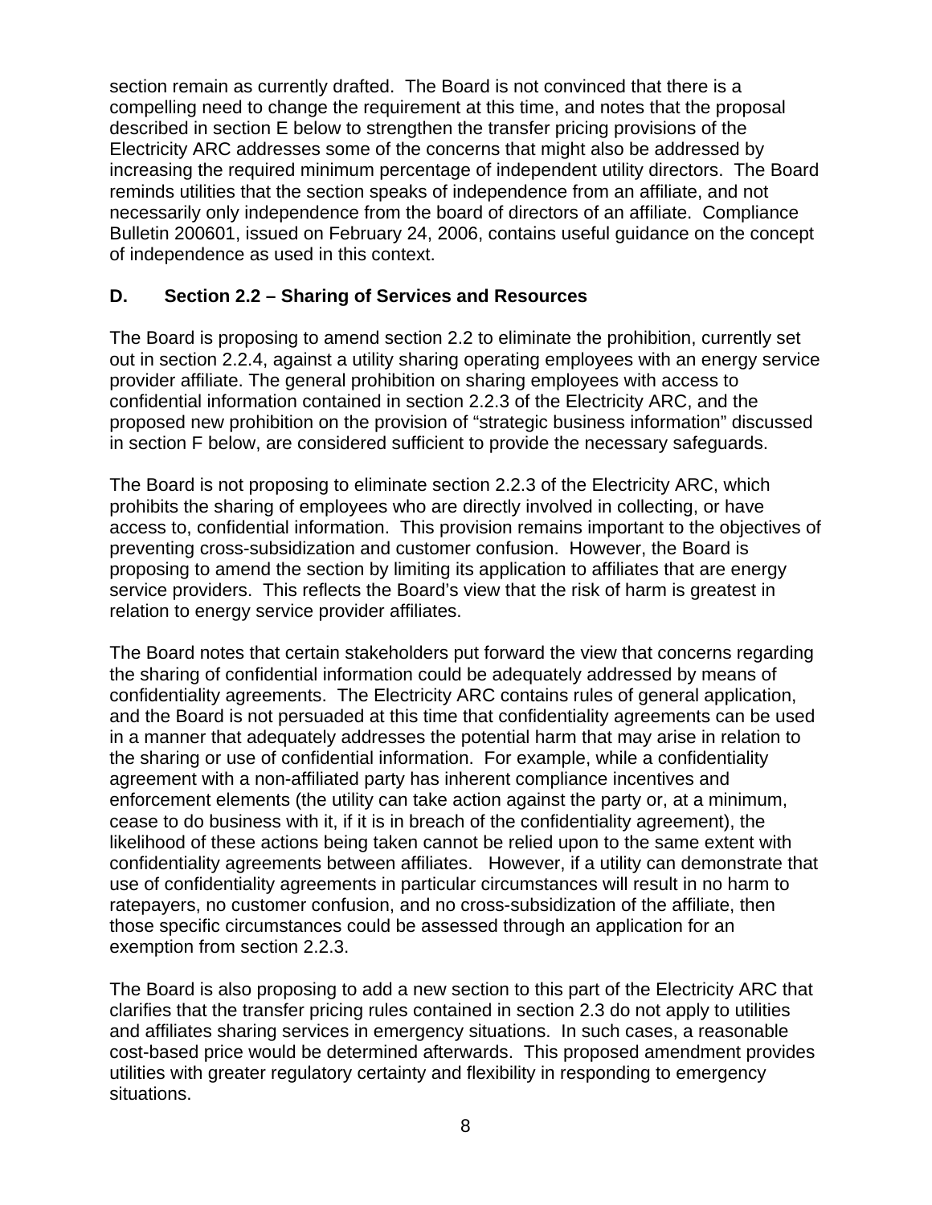section remain as currently drafted. The Board is not convinced that there is a compelling need to change the requirement at this time, and notes that the proposal described in section E below to strengthen the transfer pricing provisions of the Electricity ARC addresses some of the concerns that might also be addressed by increasing the required minimum percentage of independent utility directors. The Board reminds utilities that the section speaks of independence from an affiliate, and not necessarily only independence from the board of directors of an affiliate. Compliance Bulletin 200601, issued on February 24, 2006, contains useful guidance on the concept of independence as used in this context.

## D. Section 2.2 – Sharing of Services and Resources

The Board is proposing to amend section 2.2 to eliminate the prohibition, currently set out in section 2.2.4, against a utility sharing operating employees with an energy service provider affiliate. The general prohibition on sharing employees with access to confidential information contained in section 2.2.3 of the Electricity ARC, and the proposed new prohibition on the provision of "strategic business information" discussed in section F below, are considered sufficient to provide the necessary safeguards.

The Board is not proposing to eliminate section 2.2.3 of the Electricity ARC, which prohibits the sharing of employees who are directly involved in collecting, or have access to, confidential information. This provision remains important to the objectives of preventing cross-subsidization and customer confusion. However, the Board is proposing to amend the section by limiting its application to affiliates that are energy service providers. This reflects the Board's view that the risk of harm is greatest in relation to energy service provider affiliates.

The Board notes that certain stakeholders put forward the view that concerns regarding the sharing of confidential information could be adequately addressed by means of confidentiality agreements. The Electricity ARC contains rules of general application, and the Board is not persuaded at this time that confidentiality agreements can be used in a manner that adequately addresses the potential harm that may arise in relation to the sharing or use of confidential information. For example, while a confidentiality agreement with a non-affiliated party has inherent compliance incentives and enforcement elements (the utility can take action against the party or, at a minimum, cease to do business with it, if it is in breach of the confidentiality agreement), the likelihood of these actions being taken cannot be relied upon to the same extent with confidentiality agreements between affiliates. However, if a utility can demonstrate that use of confidentiality agreements in particular circumstances will result in no harm to ratepayers, no customer confusion, and no cross-subsidization of the affiliate, then those specific circumstances could be assessed through an application for an exemption from section 2.2.3.

The Board is also proposing to add a new section to this part of the Electricity ARC that clarifies that the transfer pricing rules contained in section 2.3 do not apply to utilities and affiliates sharing services in emergency situations. In such cases, a reasonable cost-based price would be determined afterwards. This proposed amendment provides utilities with greater regulatory certainty and flexibility in responding to emergency situations.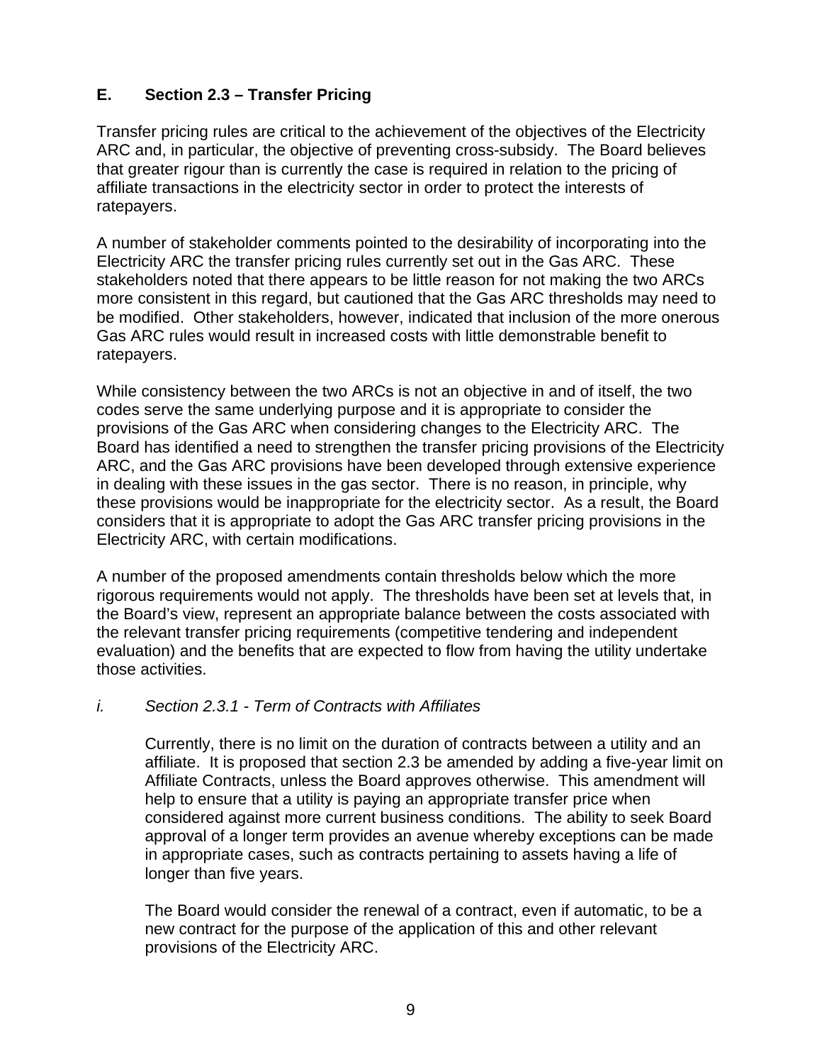## E. Section 2.3 – Transfer Pricing

Transfer pricing rules are critical to the achievement of the objectives of the Electricity ARC and, in particular, the objective of preventing cross-subsidy. The Board believes that greater rigour than is currently the case is required in relation to the pricing of affiliate transactions in the electricity sector in order to protect the interests of ratepayers.

A number of stakeholder comments pointed to the desirability of incorporating into the Electricity ARC the transfer pricing rules currently set out in the Gas ARC. These stakeholders noted that there appears to be little reason for not making the two ARCs more consistent in this regard, but cautioned that the Gas ARC thresholds may need to be modified. Other stakeholders, however, indicated that inclusion of the more onerous Gas ARC rules would result in increased costs with little demonstrable benefit to ratepayers.

While consistency between the two ARCs is not an objective in and of itself, the two codes serve the same underlying purpose and it is appropriate to consider the provisions of the Gas ARC when considering changes to the Electricity ARC. The Board has identified a need to strengthen the transfer pricing provisions of the Electricity ARC, and the Gas ARC provisions have been developed through extensive experience in dealing with these issues in the gas sector. There is no reason, in principle, why these provisions would be inappropriate for the electricity sector. As a result, the Board considers that it is appropriate to adopt the Gas ARC transfer pricing provisions in the Electricity ARC, with certain modifications.

A number of the proposed amendments contain thresholds below which the more rigorous requirements would not apply. The thresholds have been set at levels that, in the Board's view, represent an appropriate balance between the costs associated with the relevant transfer pricing requirements (competitive tendering and independent evaluation) and the benefits that are expected to flow from having the utility undertake those activities.

### *i. Section 2.3.1 - Term of Contracts with Affiliates*

Currently, there is no limit on the duration of contracts between a utility and an affiliate. It is proposed that section 2.3 be amended by adding a five-year limit on Affiliate Contracts, unless the Board approves otherwise. This amendment will help to ensure that a utility is paying an appropriate transfer price when considered against more current business conditions. The ability to seek Board approval of a longer term provides an avenue whereby exceptions can be made in appropriate cases, such as contracts pertaining to assets having a life of longer than five years.

The Board would consider the renewal of a contract, even if automatic, to be a new contract for the purpose of the application of this and other relevant provisions of the Electricity ARC.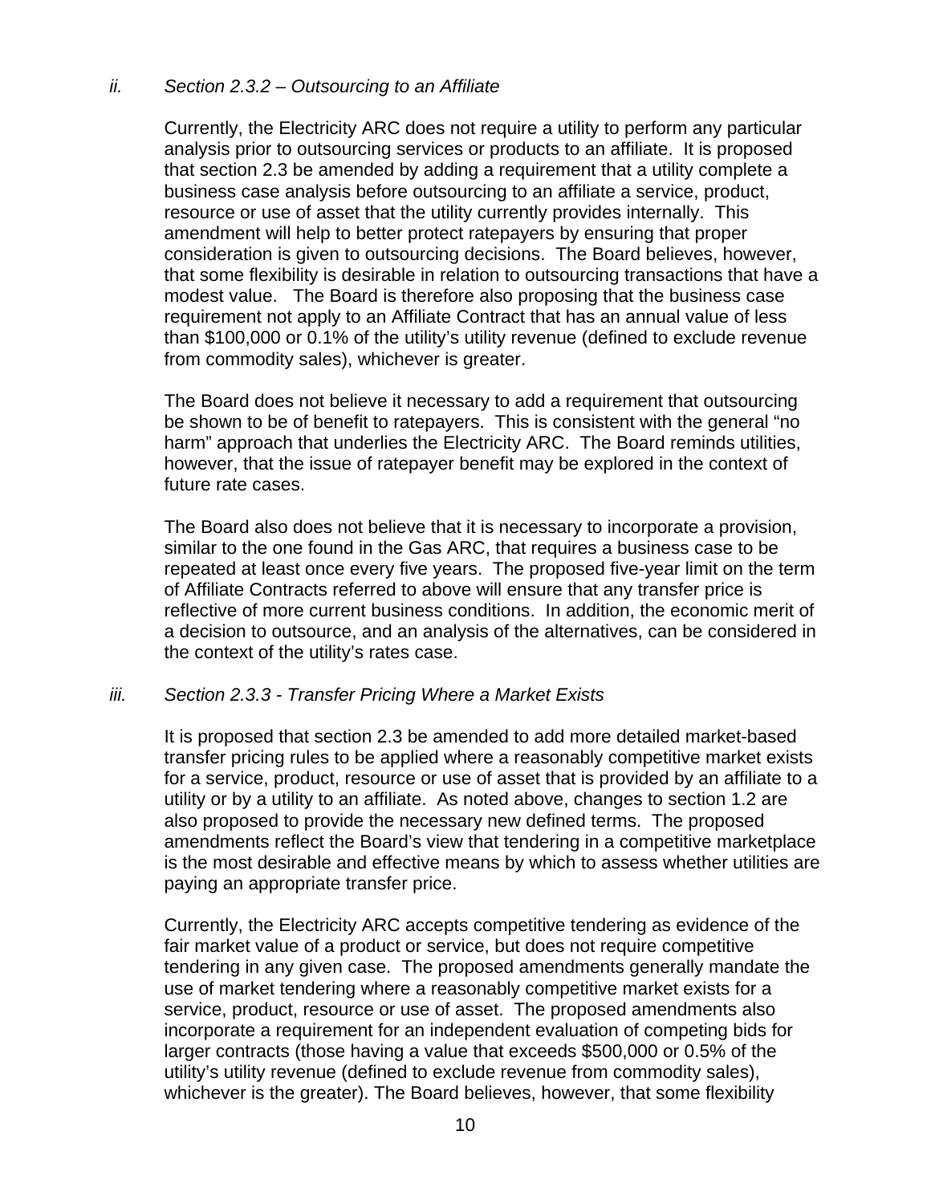### *ii. Section 2.3.2 – Outsourcing to an Affiliate*

Currently, the Electricity ARC does not require a utility to perform any particular analysis prior to outsourcing services or products to an affiliate. It is proposed that section 2.3 be amended by adding a requirement that a utility complete a business case analysis before outsourcing to an affiliate a service, product, resource or use of asset that the utility currently provides internally. This amendment will help to better protect ratepayers by ensuring that proper consideration is given to outsourcing decisions. The Board believes, however, that some flexibility is desirable in relation to outsourcing transactions that have a modest value. The Board is therefore also proposing that the business case requirement not apply to an Affiliate Contract that has an annual value of less than $100,000 or 0.1% of the utility's utility revenue (defined to exclude revenue from commodity sales), whichever is greater.

The Board does not believe it necessary to add a requirement that outsourcing be shown to be of benefit to ratepayers. This is consistent with the general "no harm" approach that underlies the Electricity ARC. The Board reminds utilities, however, that the issue of ratepayer benefit may be explored in the context of future rate cases.

The Board also does not believe that it is necessary to incorporate a provision, similar to the one found in the Gas ARC, that requires a business case to be repeated at least once every five years. The proposed five-year limit on the term of Affiliate Contracts referred to above will ensure that any transfer price is reflective of more current business conditions. In addition, the economic merit of a decision to outsource, and an analysis of the alternatives, can be considered in the context of the utility's rates case.

### *iii. Section 2.3.3 - Transfer Pricing Where a Market Exists*

It is proposed that section 2.3 be amended to add more detailed market-based transfer pricing rules to be applied where a reasonably competitive market exists for a service, product, resource or use of asset that is provided by an affiliate to a utility or by a utility to an affiliate. As noted above, changes to section 1.2 are also proposed to provide the necessary new defined terms. The proposed amendments reflect the Board's view that tendering in a competitive marketplace is the most desirable and effective means by which to assess whether utilities are paying an appropriate transfer price.

Currently, the Electricity ARC accepts competitive tendering as evidence of the fair market value of a product or service, but does not require competitive tendering in any given case. The proposed amendments generally mandate the use of market tendering where a reasonably competitive market exists for a service, product, resource or use of asset. The proposed amendments also incorporate a requirement for an independent evaluation of competing bids for larger contracts (those having a value that exceeds $500,000 or 0.5% of the utility's utility revenue (defined to exclude revenue from commodity sales), whichever is the greater). The Board believes, however, that some flexibility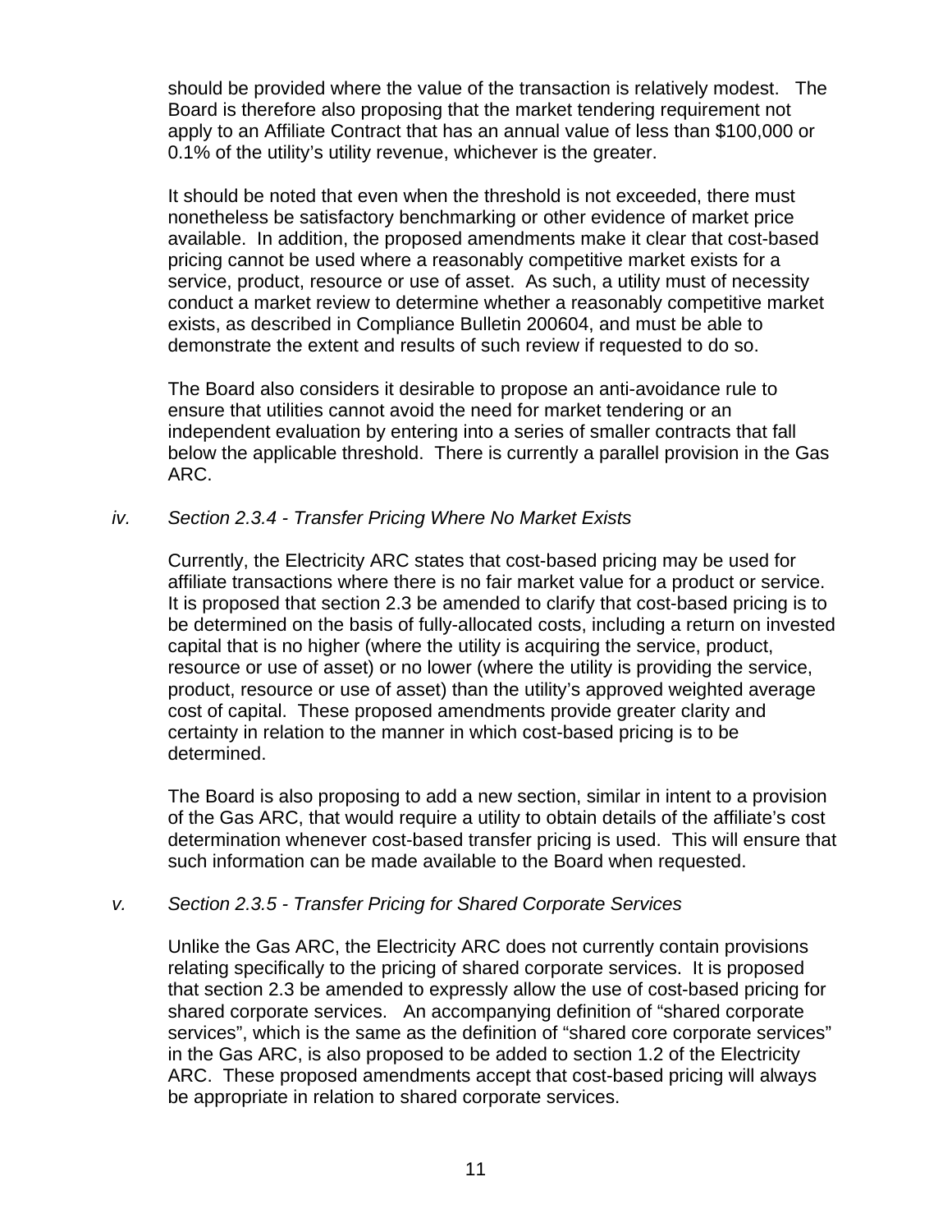should be provided where the value of the transaction is relatively modest. The Board is therefore also proposing that the market tendering requirement not apply to an Affiliate Contract that has an annual value of less than $100,000 or 0.1% of the utility's utility revenue, whichever is the greater.

It should be noted that even when the threshold is not exceeded, there must nonetheless be satisfactory benchmarking or other evidence of market price available. In addition, the proposed amendments make it clear that cost-based pricing cannot be used where a reasonably competitive market exists for a service, product, resource or use of asset. As such, a utility must of necessity conduct a market review to determine whether a reasonably competitive market exists, as described in Compliance Bulletin 200604, and must be able to demonstrate the extent and results of such review if requested to do so.

The Board also considers it desirable to propose an anti-avoidance rule to ensure that utilities cannot avoid the need for market tendering or an independent evaluation by entering into a series of smaller contracts that fall below the applicable threshold. There is currently a parallel provision in the Gas ARC.

*iv. Section 2.3.4 - Transfer Pricing Where No Market Exists*

Currently, the Electricity ARC states that cost-based pricing may be used for affiliate transactions where there is no fair market value for a product or service. It is proposed that section 2.3 be amended to clarify that cost-based pricing is to be determined on the basis of fully-allocated costs, including a return on invested capital that is no higher (where the utility is acquiring the service, product, resource or use of asset) or no lower (where the utility is providing the service, product, resource or use of asset) than the utility's approved weighted average cost of capital. These proposed amendments provide greater clarity and certainty in relation to the manner in which cost-based pricing is to be determined.

The Board is also proposing to add a new section, similar in intent to a provision of the Gas ARC, that would require a utility to obtain details of the affiliate's cost determination whenever cost-based transfer pricing is used. This will ensure that such information can be made available to the Board when requested.

*v. Section 2.3.5 - Transfer Pricing for Shared Corporate Services*

Unlike the Gas ARC, the Electricity ARC does not currently contain provisions relating specifically to the pricing of shared corporate services. It is proposed that section 2.3 be amended to expressly allow the use of cost-based pricing for shared corporate services. An accompanying definition of "shared corporate services", which is the same as the definition of "shared core corporate services" in the Gas ARC, is also proposed to be added to section 1.2 of the Electricity ARC. These proposed amendments accept that cost-based pricing will always be appropriate in relation to shared corporate services.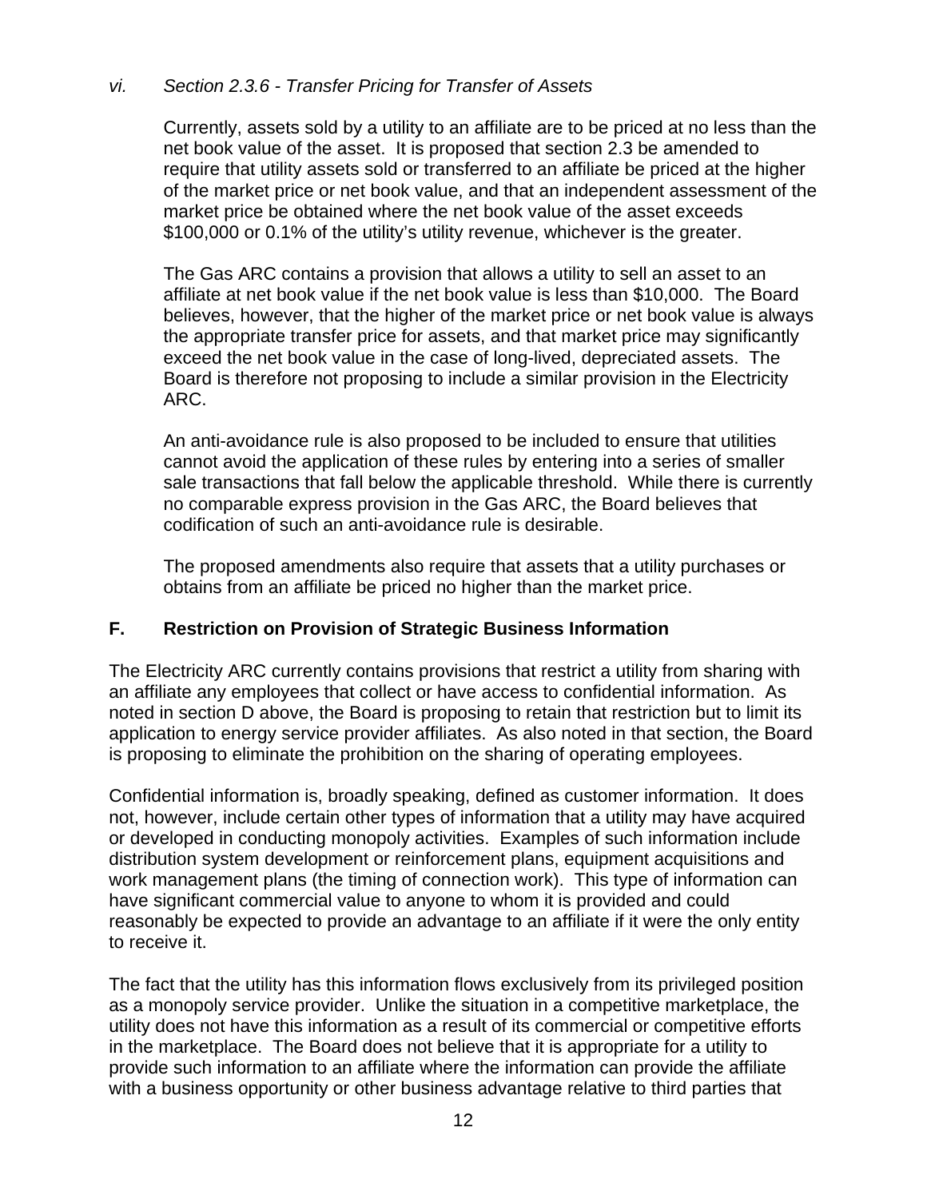*vi. Section 2.3.6 - Transfer Pricing for Transfer of Assets*

Currently, assets sold by a utility to an affiliate are to be priced at no less than the net book value of the asset. It is proposed that section 2.3 be amended to require that utility assets sold or transferred to an affiliate be priced at the higher of the market price or net book value, and that an independent assessment of the market price be obtained where the net book value of the asset exceeds $100,000 or 0.1% of the utility's utility revenue, whichever is the greater.

The Gas ARC contains a provision that allows a utility to sell an asset to an affiliate at net book value if the net book value is less than $10,000. The Board believes, however, that the higher of the market price or net book value is always the appropriate transfer price for assets, and that market price may significantly exceed the net book value in the case of long-lived, depreciated assets. The Board is therefore not proposing to include a similar provision in the Electricity ARC.

An anti-avoidance rule is also proposed to be included to ensure that utilities cannot avoid the application of these rules by entering into a series of smaller sale transactions that fall below the applicable threshold. While there is currently no comparable express provision in the Gas ARC, the Board believes that codification of such an anti-avoidance rule is desirable.

The proposed amendments also require that assets that a utility purchases or obtains from an affiliate be priced no higher than the market price.

## F. Restriction on Provision of Strategic Business Information

The Electricity ARC currently contains provisions that restrict a utility from sharing with an affiliate any employees that collect or have access to confidential information. As noted in section D above, the Board is proposing to retain that restriction but to limit its application to energy service provider affiliates. As also noted in that section, the Board is proposing to eliminate the prohibition on the sharing of operating employees.

Confidential information is, broadly speaking, defined as customer information. It does not, however, include certain other types of information that a utility may have acquired or developed in conducting monopoly activities. Examples of such information include distribution system development or reinforcement plans, equipment acquisitions and work management plans (the timing of connection work). This type of information can have significant commercial value to anyone to whom it is provided and could reasonably be expected to provide an advantage to an affiliate if it were the only entity to receive it.

The fact that the utility has this information flows exclusively from its privileged position as a monopoly service provider. Unlike the situation in a competitive marketplace, the utility does not have this information as a result of its commercial or competitive efforts in the marketplace. The Board does not believe that it is appropriate for a utility to provide such information to an affiliate where the information can provide the affiliate with a business opportunity or other business advantage relative to third parties that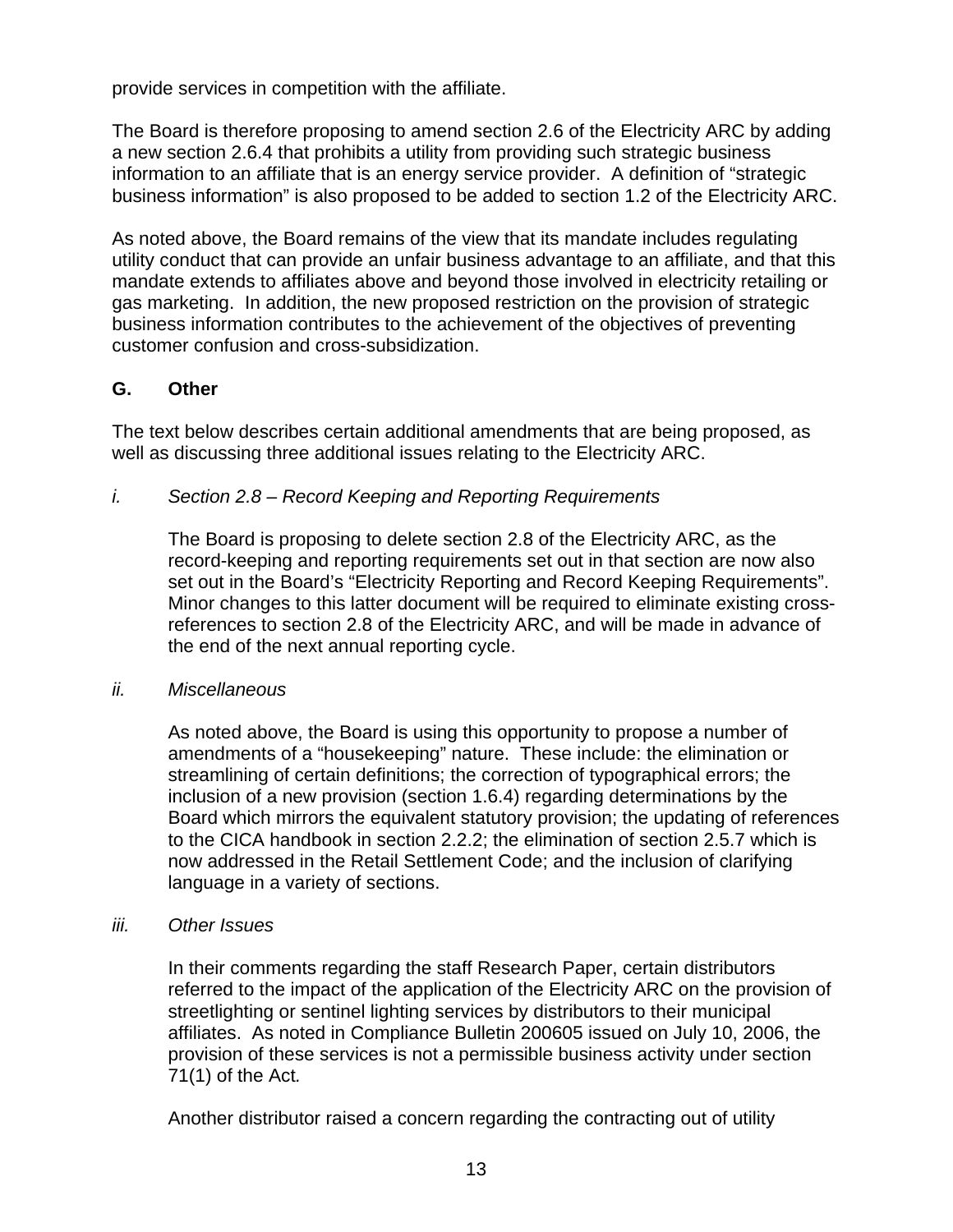provide services in competition with the affiliate.

The Board is therefore proposing to amend section 2.6 of the Electricity ARC by adding a new section 2.6.4 that prohibits a utility from providing such strategic business information to an affiliate that is an energy service provider. A definition of "strategic business information" is also proposed to be added to section 1.2 of the Electricity ARC.

As noted above, the Board remains of the view that its mandate includes regulating utility conduct that can provide an unfair business advantage to an affiliate, and that this mandate extends to affiliates above and beyond those involved in electricity retailing or gas marketing. In addition, the new proposed restriction on the provision of strategic business information contributes to the achievement of the objectives of preventing customer confusion and cross-subsidization.

## G. Other

The text below describes certain additional amendments that are being proposed, as well as discussing three additional issues relating to the Electricity ARC.

### *i. Section 2.8 – Record Keeping and Reporting Requirements*

The Board is proposing to delete section 2.8 of the Electricity ARC, as the record-keeping and reporting requirements set out in that section are now also set out in the Board's "Electricity Reporting and Record Keeping Requirements". Minor changes to this latter document will be required to eliminate existing cross-references to section 2.8 of the Electricity ARC, and will be made in advance of the end of the next annual reporting cycle.

### *ii. Miscellaneous*

As noted above, the Board is using this opportunity to propose a number of amendments of a "housekeeping" nature. These include: the elimination or streamlining of certain definitions; the correction of typographical errors; the inclusion of a new provision (section 1.6.4) regarding determinations by the Board which mirrors the equivalent statutory provision; the updating of references to the CICA handbook in section 2.2.2; the elimination of section 2.5.7 which is now addressed in the Retail Settlement Code; and the inclusion of clarifying language in a variety of sections.

### *iii. Other Issues*

In their comments regarding the staff Research Paper, certain distributors referred to the impact of the application of the Electricity ARC on the provision of streetlighting or sentinel lighting services by distributors to their municipal affiliates. As noted in Compliance Bulletin 200605 issued on July 10, 2006, the provision of these services is not a permissible business activity under section 71(1) of the Act*.*

Another distributor raised a concern regarding the contracting out of utility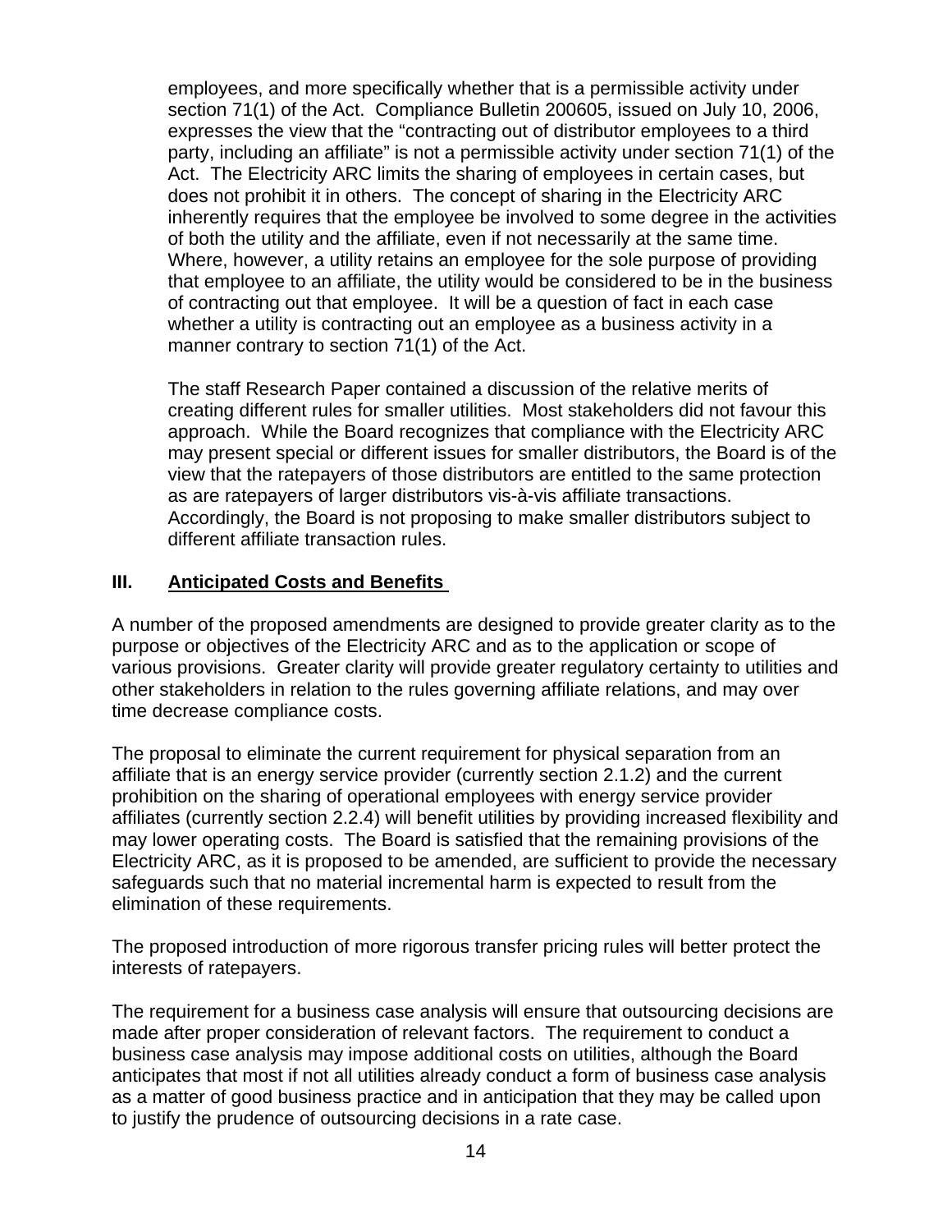employees, and more specifically whether that is a permissible activity under section 71(1) of the Act. Compliance Bulletin 200605, issued on July 10, 2006, expresses the view that the "contracting out of distributor employees to a third party, including an affiliate" is not a permissible activity under section 71(1) of the Act. The Electricity ARC limits the sharing of employees in certain cases, but does not prohibit it in others. The concept of sharing in the Electricity ARC inherently requires that the employee be involved to some degree in the activities of both the utility and the affiliate, even if not necessarily at the same time. Where, however, a utility retains an employee for the sole purpose of providing that employee to an affiliate, the utility would be considered to be in the business of contracting out that employee. It will be a question of fact in each case whether a utility is contracting out an employee as a business activity in a manner contrary to section 71(1) of the Act.

The staff Research Paper contained a discussion of the relative merits of creating different rules for smaller utilities. Most stakeholders did not favour this approach. While the Board recognizes that compliance with the Electricity ARC may present special or different issues for smaller distributors, the Board is of the view that the ratepayers of those distributors are entitled to the same protection as are ratepayers of larger distributors vis-à-vis affiliate transactions. Accordingly, the Board is not proposing to make smaller distributors subject to different affiliate transaction rules.

## III. Anticipated Costs and Benefits

A number of the proposed amendments are designed to provide greater clarity as to the purpose or objectives of the Electricity ARC and as to the application or scope of various provisions. Greater clarity will provide greater regulatory certainty to utilities and other stakeholders in relation to the rules governing affiliate relations, and may over time decrease compliance costs.

The proposal to eliminate the current requirement for physical separation from an affiliate that is an energy service provider (currently section 2.1.2) and the current prohibition on the sharing of operational employees with energy service provider affiliates (currently section 2.2.4) will benefit utilities by providing increased flexibility and may lower operating costs. The Board is satisfied that the remaining provisions of the Electricity ARC, as it is proposed to be amended, are sufficient to provide the necessary safeguards such that no material incremental harm is expected to result from the elimination of these requirements.

The proposed introduction of more rigorous transfer pricing rules will better protect the interests of ratepayers.

The requirement for a business case analysis will ensure that outsourcing decisions are made after proper consideration of relevant factors. The requirement to conduct a business case analysis may impose additional costs on utilities, although the Board anticipates that most if not all utilities already conduct a form of business case analysis as a matter of good business practice and in anticipation that they may be called upon to justify the prudence of outsourcing decisions in a rate case.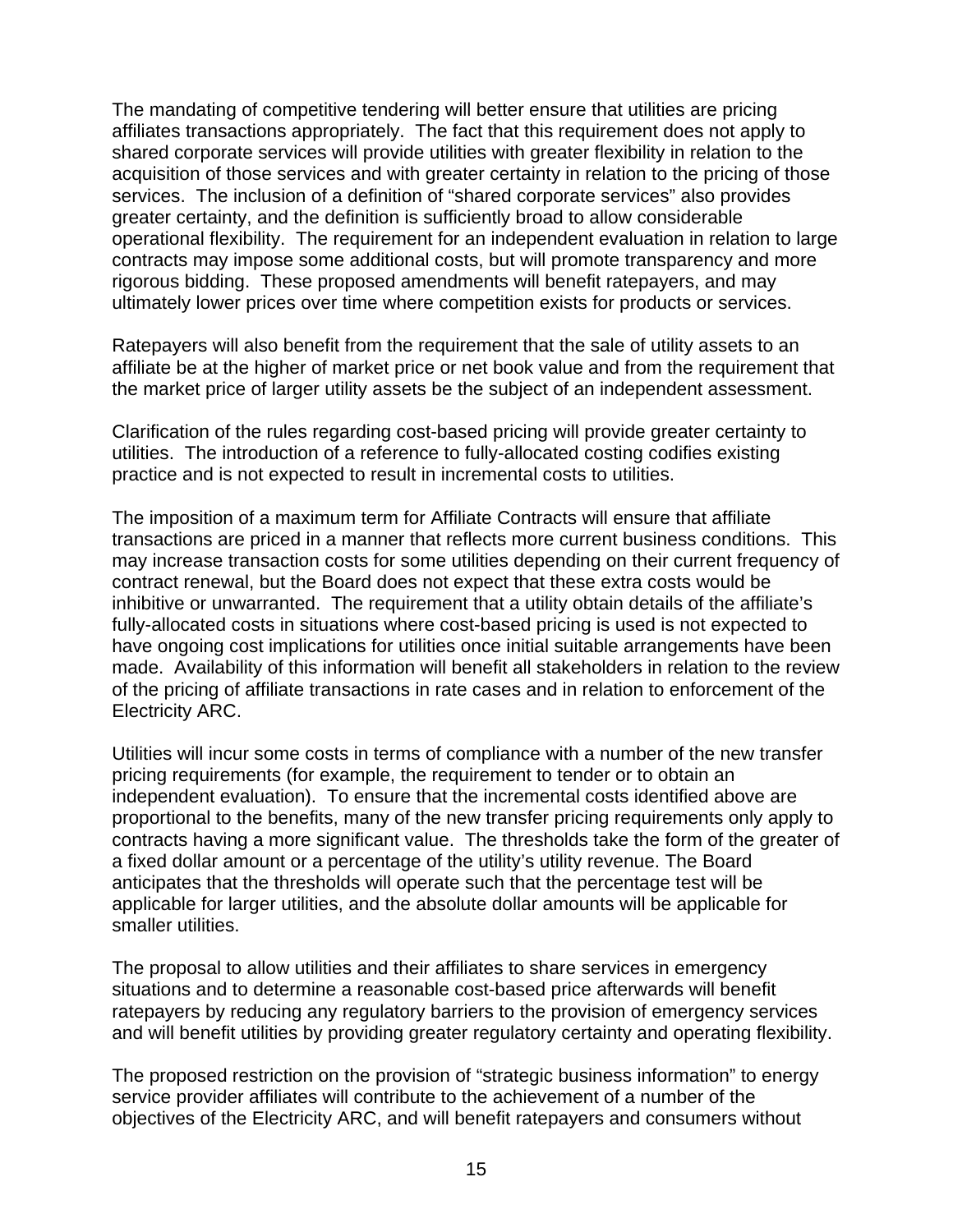The mandating of competitive tendering will better ensure that utilities are pricing affiliates transactions appropriately. The fact that this requirement does not apply to shared corporate services will provide utilities with greater flexibility in relation to the acquisition of those services and with greater certainty in relation to the pricing of those services. The inclusion of a definition of "shared corporate services" also provides greater certainty, and the definition is sufficiently broad to allow considerable operational flexibility. The requirement for an independent evaluation in relation to large contracts may impose some additional costs, but will promote transparency and more rigorous bidding. These proposed amendments will benefit ratepayers, and may ultimately lower prices over time where competition exists for products or services.

Ratepayers will also benefit from the requirement that the sale of utility assets to an affiliate be at the higher of market price or net book value and from the requirement that the market price of larger utility assets be the subject of an independent assessment.

Clarification of the rules regarding cost-based pricing will provide greater certainty to utilities. The introduction of a reference to fully-allocated costing codifies existing practice and is not expected to result in incremental costs to utilities.

The imposition of a maximum term for Affiliate Contracts will ensure that affiliate transactions are priced in a manner that reflects more current business conditions. This may increase transaction costs for some utilities depending on their current frequency of contract renewal, but the Board does not expect that these extra costs would be inhibitive or unwarranted. The requirement that a utility obtain details of the affiliate's fully-allocated costs in situations where cost-based pricing is used is not expected to have ongoing cost implications for utilities once initial suitable arrangements have been made. Availability of this information will benefit all stakeholders in relation to the review of the pricing of affiliate transactions in rate cases and in relation to enforcement of the Electricity ARC.

Utilities will incur some costs in terms of compliance with a number of the new transfer pricing requirements (for example, the requirement to tender or to obtain an independent evaluation). To ensure that the incremental costs identified above are proportional to the benefits, many of the new transfer pricing requirements only apply to contracts having a more significant value. The thresholds take the form of the greater of a fixed dollar amount or a percentage of the utility's utility revenue. The Board anticipates that the thresholds will operate such that the percentage test will be applicable for larger utilities, and the absolute dollar amounts will be applicable for smaller utilities.

The proposal to allow utilities and their affiliates to share services in emergency situations and to determine a reasonable cost-based price afterwards will benefit ratepayers by reducing any regulatory barriers to the provision of emergency services and will benefit utilities by providing greater regulatory certainty and operating flexibility.

The proposed restriction on the provision of "strategic business information" to energy service provider affiliates will contribute to the achievement of a number of the objectives of the Electricity ARC, and will benefit ratepayers and consumers without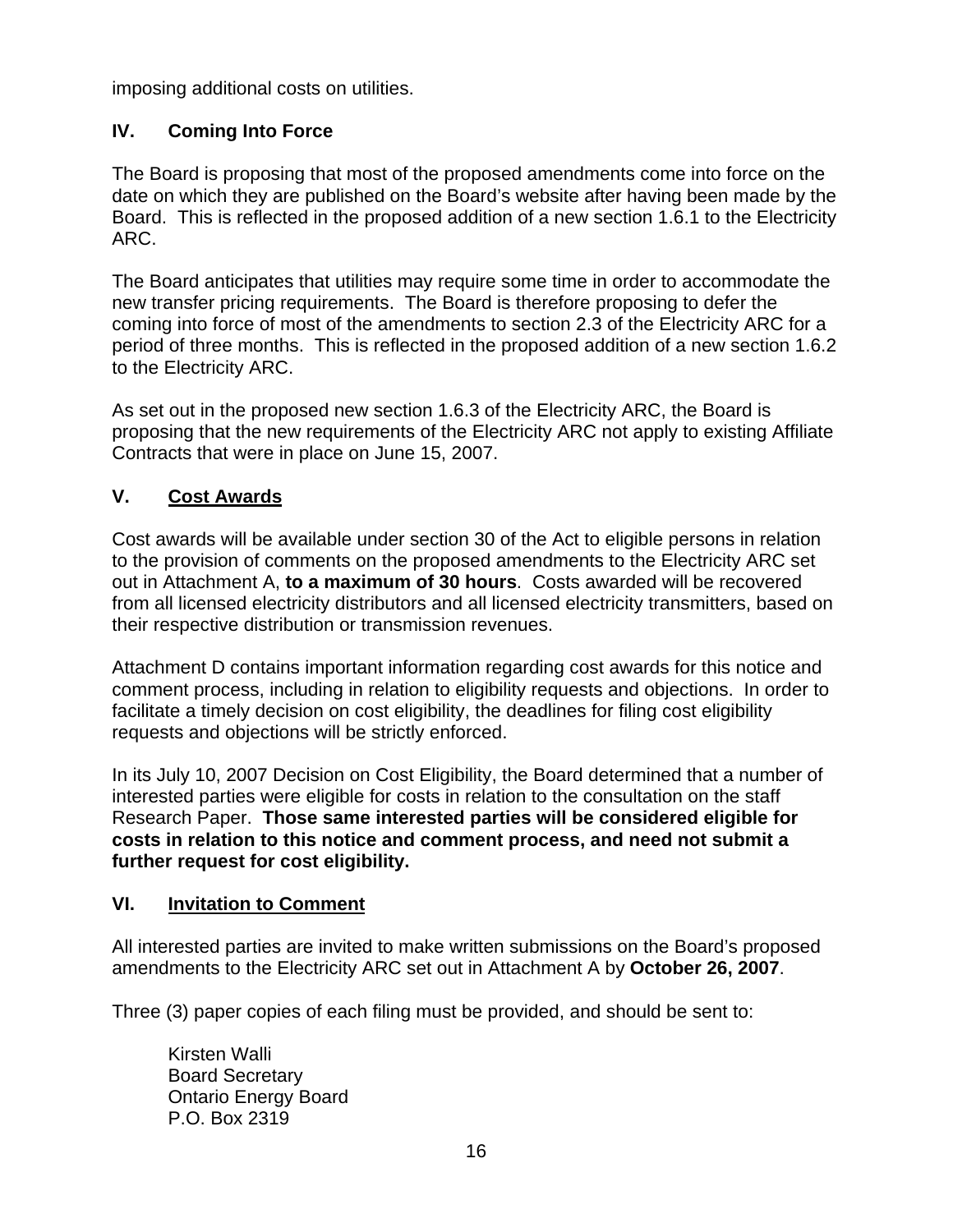imposing additional costs on utilities.

## IV. Coming Into Force

The Board is proposing that most of the proposed amendments come into force on the date on which they are published on the Board's website after having been made by the Board. This is reflected in the proposed addition of a new section 1.6.1 to the Electricity ARC.

The Board anticipates that utilities may require some time in order to accommodate the new transfer pricing requirements. The Board is therefore proposing to defer the coming into force of most of the amendments to section 2.3 of the Electricity ARC for a period of three months. This is reflected in the proposed addition of a new section 1.6.2 to the Electricity ARC.

As set out in the proposed new section 1.6.3 of the Electricity ARC, the Board is proposing that the new requirements of the Electricity ARC not apply to existing Affiliate Contracts that were in place on June 15, 2007.

## V. Cost Awards

Cost awards will be available under section 30 of the Act to eligible persons in relation to the provision of comments on the proposed amendments to the Electricity ARC set out in Attachment A, **to a maximum of 30 hours**. Costs awarded will be recovered from all licensed electricity distributors and all licensed electricity transmitters, based on their respective distribution or transmission revenues.

Attachment D contains important information regarding cost awards for this notice and comment process, including in relation to eligibility requests and objections. In order to facilitate a timely decision on cost eligibility, the deadlines for filing cost eligibility requests and objections will be strictly enforced.

In its July 10, 2007 Decision on Cost Eligibility, the Board determined that a number of interested parties were eligible for costs in relation to the consultation on the staff Research Paper. **Those same interested parties will be considered eligible for costs in relation to this notice and comment process, and need not submit a further request for cost eligibility.**

## VI. Invitation to Comment

All interested parties are invited to make written submissions on the Board's proposed amendments to the Electricity ARC set out in Attachment A by **October 26, 2007**.

Three (3) paper copies of each filing must be provided, and should be sent to:

Kirsten Walli  
Board Secretary  
Ontario Energy Board  
P.O. Box 2319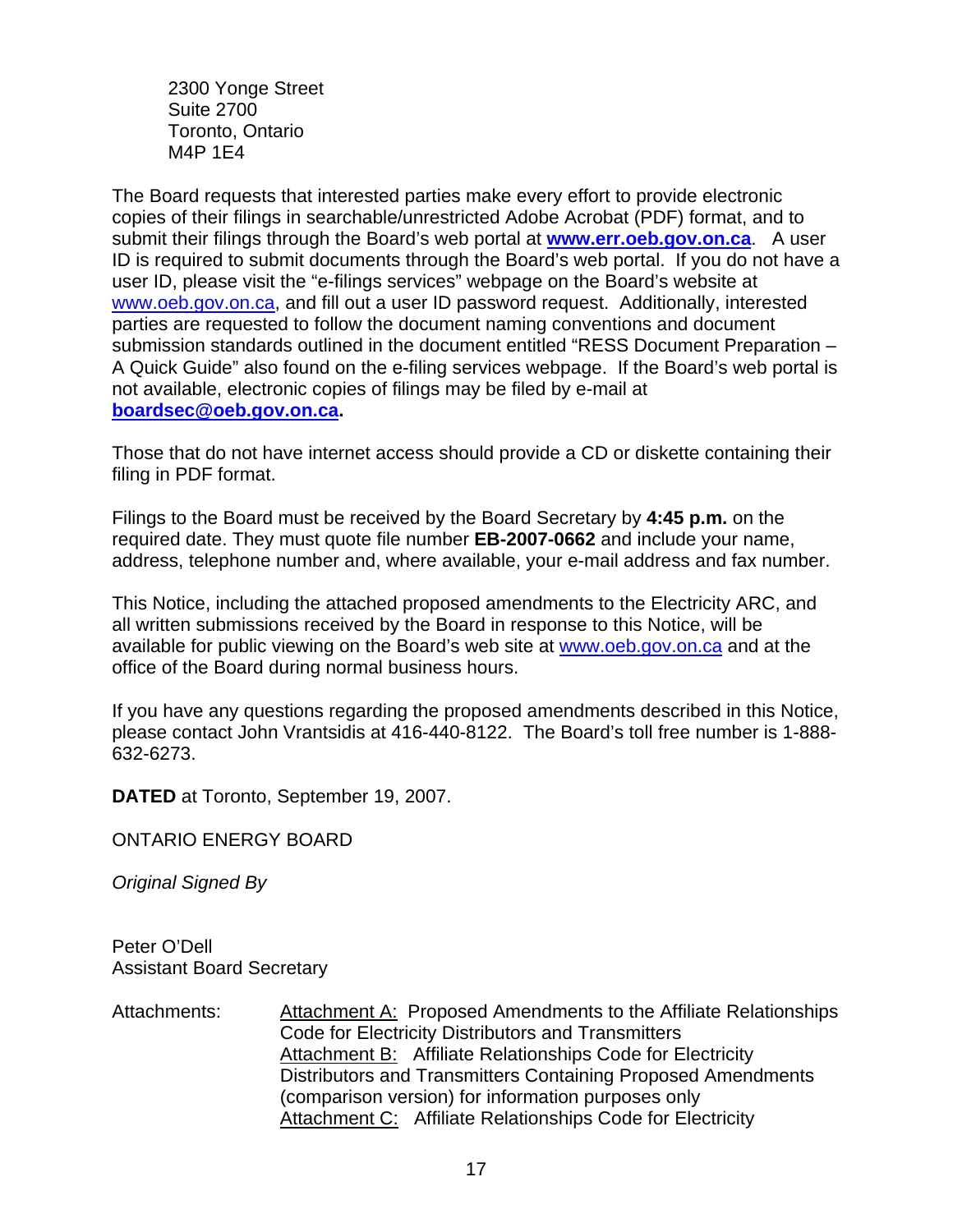2300 Yonge Street
Suite 2700
Toronto, Ontario
M4P 1E4

The Board requests that interested parties make every effort to provide electronic copies of their filings in searchable/unrestricted Adobe Acrobat (PDF) format, and to submit their filings through the Board's web portal at **www.err.oeb.gov.on.ca**. A user ID is required to submit documents through the Board's web portal. If you do not have a user ID, please visit the "e-filings services" webpage on the Board's website at www.oeb.gov.on.ca, and fill out a user ID password request. Additionally, interested parties are requested to follow the document naming conventions and document submission standards outlined in the document entitled "RESS Document Preparation – A Quick Guide" also found on the e-filing services webpage. If the Board's web portal is not available, electronic copies of filings may be filed by e-mail at **boardsec@oeb.gov.on.ca.**

Those that do not have internet access should provide a CD or diskette containing their filing in PDF format.

Filings to the Board must be received by the Board Secretary by **4:45 p.m.** on the required date. They must quote file number **EB-2007-0662** and include your name, address, telephone number and, where available, your e-mail address and fax number.

This Notice, including the attached proposed amendments to the Electricity ARC, and all written submissions received by the Board in response to this Notice, will be available for public viewing on the Board's web site at www.oeb.gov.on.ca and at the office of the Board during normal business hours.

If you have any questions regarding the proposed amendments described in this Notice, please contact John Vrantsidis at 416-440-8122. The Board's toll free number is 1-888-632-6273.

**DATED** at Toronto, September 19, 2007.

ONTARIO ENERGY BOARD

*Original Signed By*

Peter O'Dell
Assistant Board Secretary

Attachments:

- Attachment A: Proposed Amendments to the Affiliate Relationships Code for Electricity Distributors and Transmitters
- Attachment B: Affiliate Relationships Code for Electricity Distributors and Transmitters Containing Proposed Amendments (comparison version) for information purposes only
- Attachment C: Affiliate Relationships Code for Electricity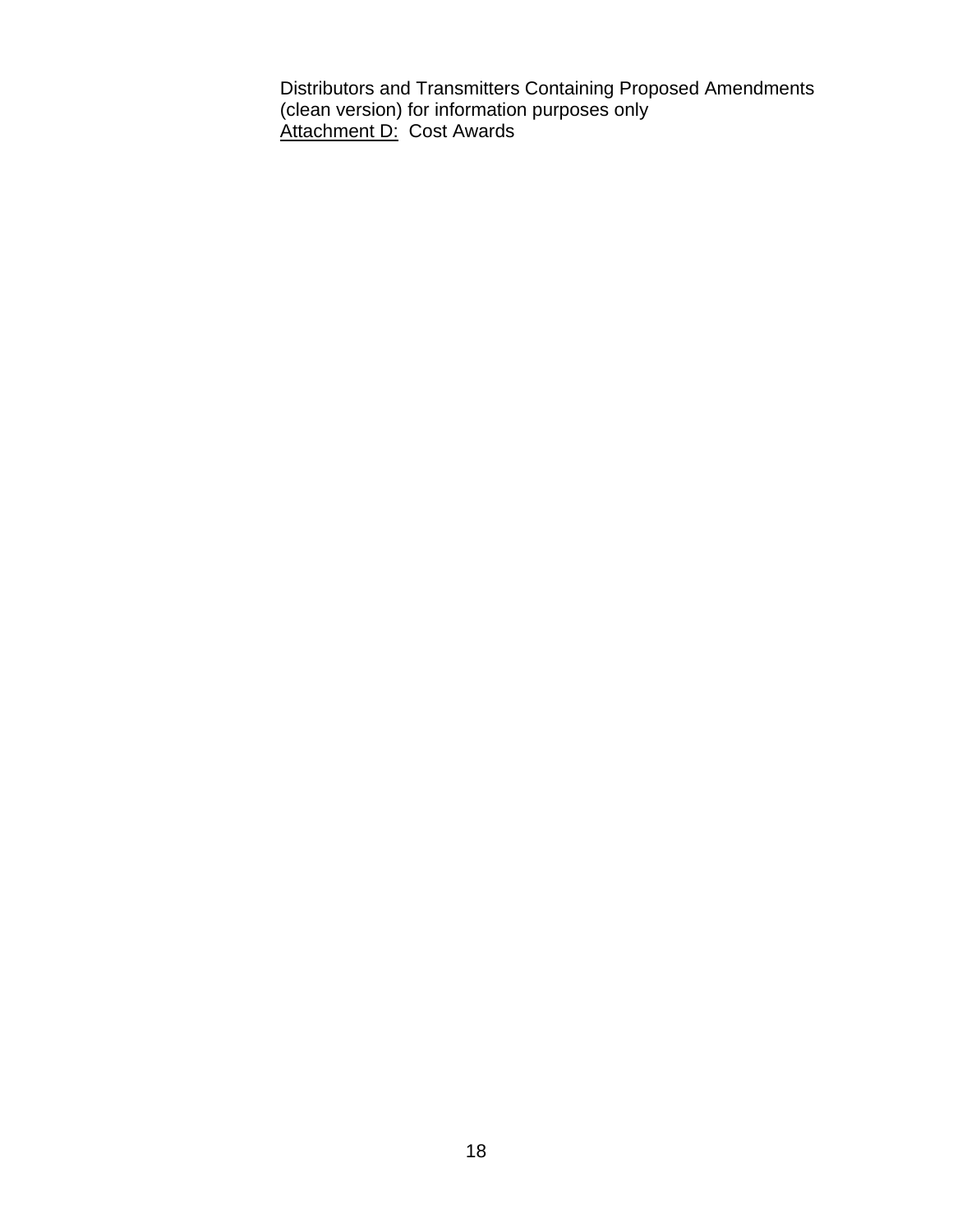Distributors and Transmitters Containing Proposed Amendments (clean version) for information purposes only
<u>Attachment D:</u> Cost Awards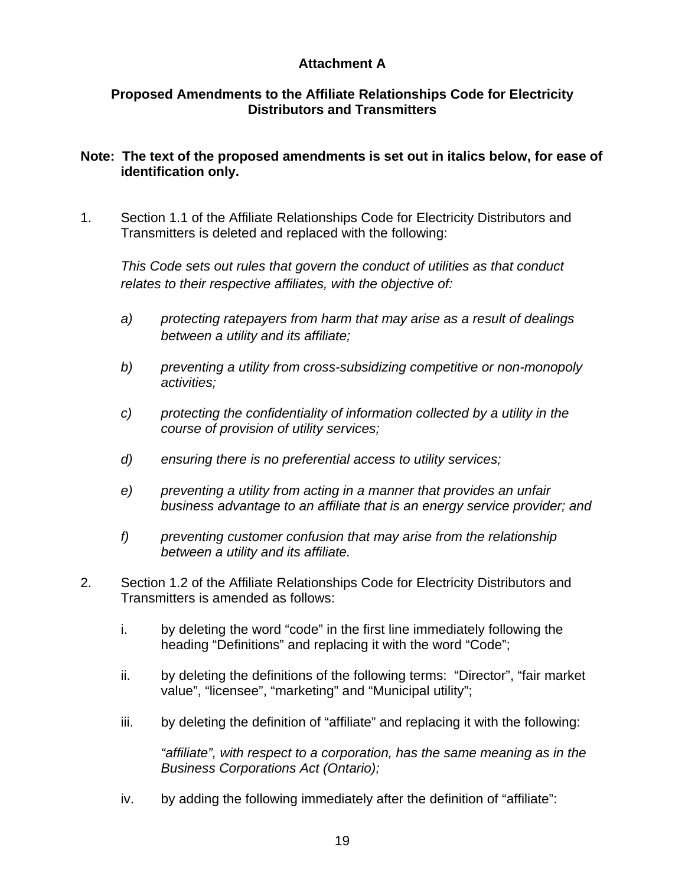**Attachment A**

**Proposed Amendments to the Affiliate Relationships Code for Electricity Distributors and Transmitters**

**Note: The text of the proposed amendments is set out in italics below, for ease of identification only.**

1. Section 1.1 of the Affiliate Relationships Code for Electricity Distributors and Transmitters is deleted and replaced with the following:

   *This Code sets out rules that govern the conduct of utilities as that conduct relates to their respective affiliates, with the objective of:*

   *a) protecting ratepayers from harm that may arise as a result of dealings between a utility and its affiliate;*

   *b) preventing a utility from cross-subsidizing competitive or non-monopoly activities;*

   *c) protecting the confidentiality of information collected by a utility in the course of provision of utility services;*

   *d) ensuring there is no preferential access to utility services;*

   *e) preventing a utility from acting in a manner that provides an unfair business advantage to an affiliate that is an energy service provider; and*

   *f) preventing customer confusion that may arise from the relationship between a utility and its affiliate.*

2. Section 1.2 of the Affiliate Relationships Code for Electricity Distributors and Transmitters is amended as follows:

   i. by deleting the word "code" in the first line immediately following the heading "Definitions" and replacing it with the word "Code";

   ii. by deleting the definitions of the following terms: "Director", "fair market value", "licensee", "marketing" and "Municipal utility";

   iii. by deleting the definition of "affiliate" and replacing it with the following:

      *"affiliate", with respect to a corporation, has the same meaning as in the Business Corporations Act (Ontario);*

   iv. by adding the following immediately after the definition of "affiliate":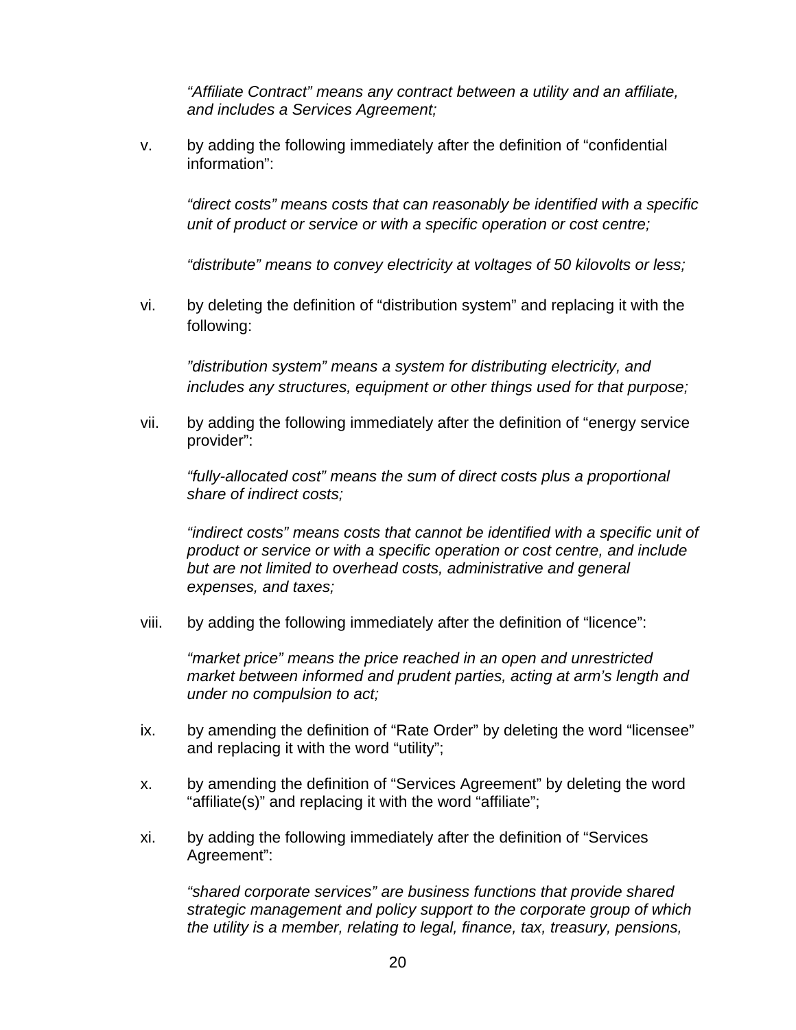*“Affiliate Contract” means any contract between a utility and an affiliate, and includes a Services Agreement;*

v. by adding the following immediately after the definition of “confidential information”:

*“direct costs” means costs that can reasonably be identified with a specific unit of product or service or with a specific operation or cost centre;*

*“distribute” means to convey electricity at voltages of 50 kilovolts or less;*

vi. by deleting the definition of “distribution system” and replacing it with the following:

*”distribution system” means a system for distributing electricity, and includes any structures, equipment or other things used for that purpose;*

vii. by adding the following immediately after the definition of “energy service provider”:

*“fully-allocated cost” means the sum of direct costs plus a proportional share of indirect costs;*

*“indirect costs” means costs that cannot be identified with a specific unit of product or service or with a specific operation or cost centre, and include but are not limited to overhead costs, administrative and general expenses, and taxes;*

viii. by adding the following immediately after the definition of “licence”:

*“market price” means the price reached in an open and unrestricted market between informed and prudent parties, acting at arm’s length and under no compulsion to act;*

ix. by amending the definition of “Rate Order” by deleting the word “licensee” and replacing it with the word “utility”;

x. by amending the definition of “Services Agreement” by deleting the word “affiliate(s)” and replacing it with the word “affiliate”;

xi. by adding the following immediately after the definition of “Services Agreement”:

*“shared corporate services” are business functions that provide shared strategic management and policy support to the corporate group of which the utility is a member, relating to legal, finance, tax, treasury, pensions,*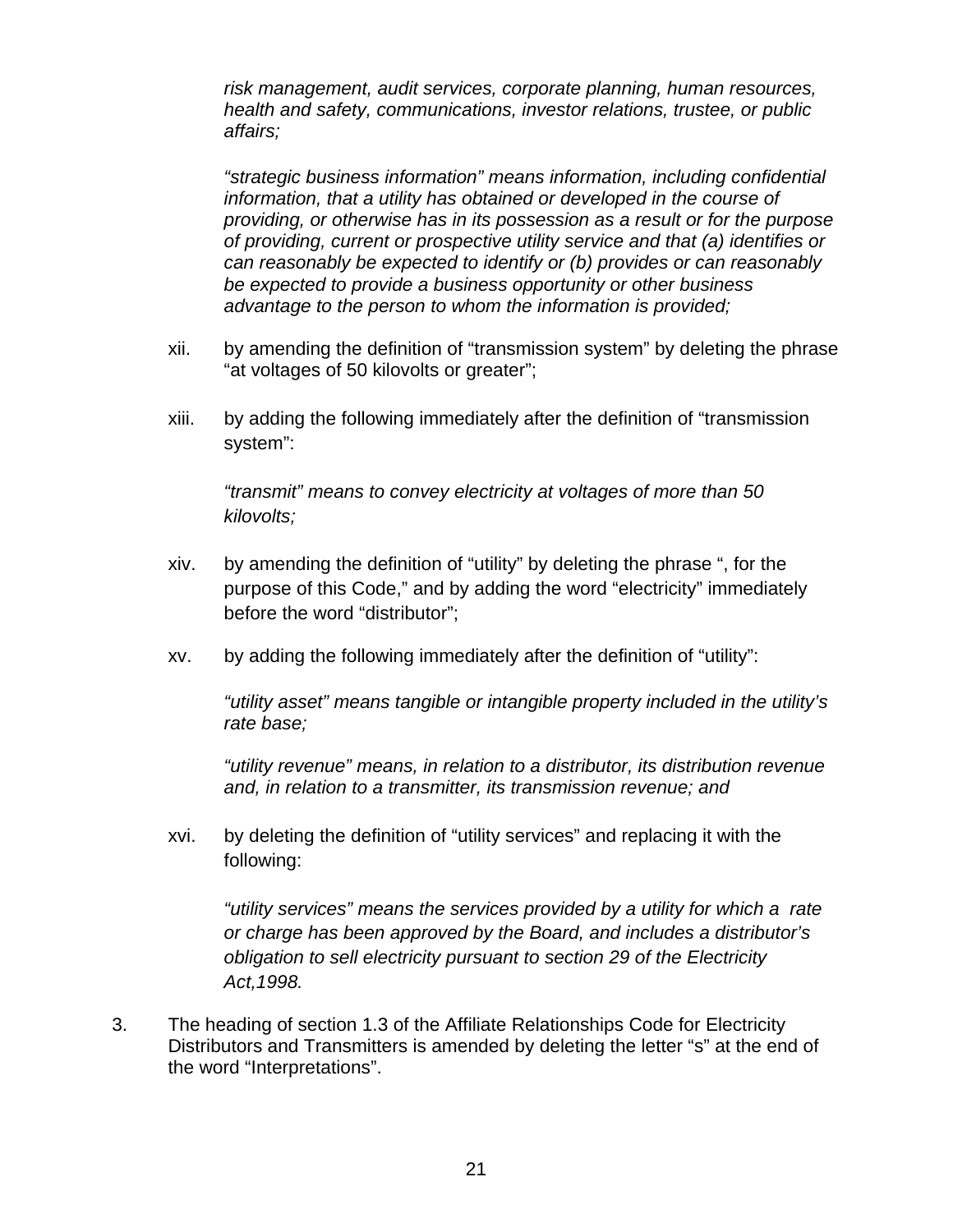*risk management, audit services, corporate planning, human resources, health and safety, communications, investor relations, trustee, or public affairs;*

*"strategic business information" means information, including confidential information, that a utility has obtained or developed in the course of providing, or otherwise has in its possession as a result or for the purpose of providing, current or prospective utility service and that (a) identifies or can reasonably be expected to identify or (b) provides or can reasonably be expected to provide a business opportunity or other business advantage to the person to whom the information is provided;*

xii. by amending the definition of "transmission system" by deleting the phrase "at voltages of 50 kilovolts or greater";

xiii. by adding the following immediately after the definition of "transmission system":

*"transmit" means to convey electricity at voltages of more than 50 kilovolts;*

xiv. by amending the definition of "utility" by deleting the phrase ", for the purpose of this Code," and by adding the word "electricity" immediately before the word "distributor";

xv. by adding the following immediately after the definition of "utility":

*"utility asset" means tangible or intangible property included in the utility's rate base;*

*"utility revenue" means, in relation to a distributor, its distribution revenue and, in relation to a transmitter, its transmission revenue; and*

xvi. by deleting the definition of "utility services" and replacing it with the following:

*"utility services" means the services provided by a utility for which a rate or charge has been approved by the Board, and includes a distributor's obligation to sell electricity pursuant to section 29 of the Electricity Act,1998.*

3. The heading of section 1.3 of the Affiliate Relationships Code for Electricity Distributors and Transmitters is amended by deleting the letter "s" at the end of the word "Interpretations".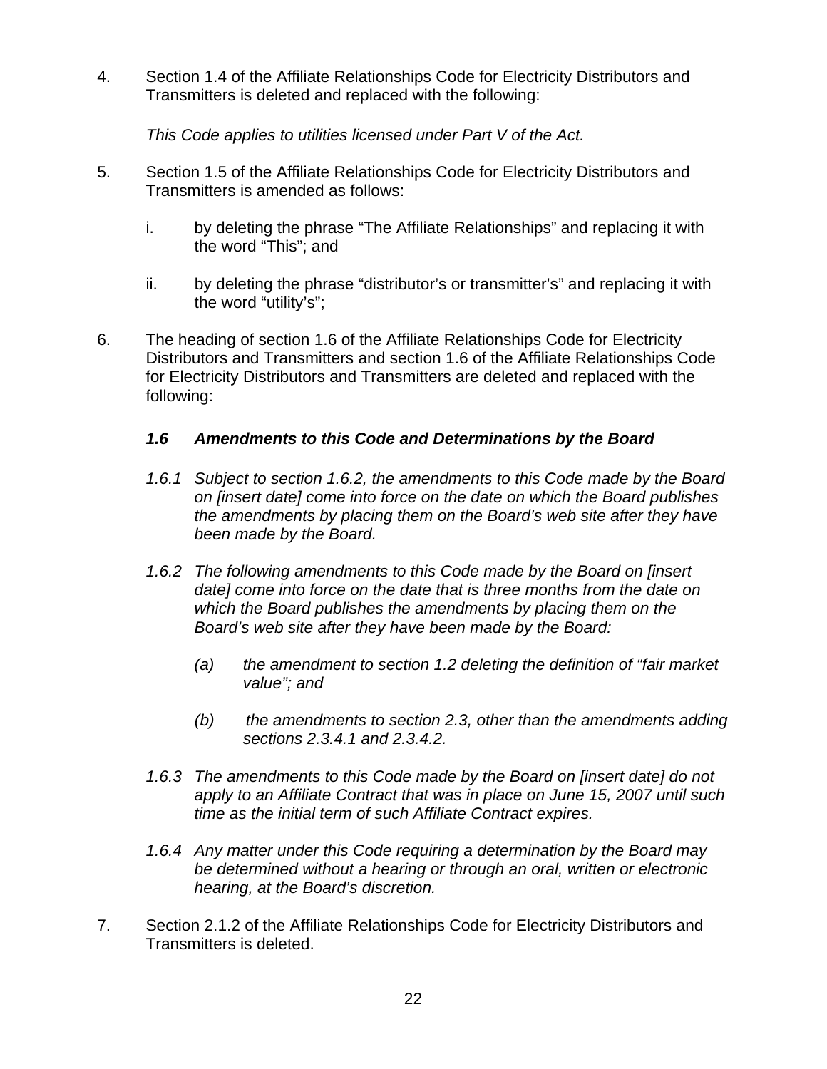4. Section 1.4 of the Affiliate Relationships Code for Electricity Distributors and Transmitters is deleted and replaced with the following:

   *This Code applies to utilities licensed under Part V of the Act.*

5. Section 1.5 of the Affiliate Relationships Code for Electricity Distributors and Transmitters is amended as follows:

   i. by deleting the phrase “The Affiliate Relationships” and replacing it with the word “This”; and

   ii. by deleting the phrase “distributor’s or transmitter’s” and replacing it with the word “utility’s”;

6. The heading of section 1.6 of the Affiliate Relationships Code for Electricity Distributors and Transmitters and section 1.6 of the Affiliate Relationships Code for Electricity Distributors and Transmitters are deleted and replaced with the following:

   ***1.6 Amendments to this Code and Determinations by the Board***

   *1.6.1 Subject to section 1.6.2, the amendments to this Code made by the Board on [insert date] come into force on the date on which the Board publishes the amendments by placing them on the Board’s web site after they have been made by the Board.*

   *1.6.2 The following amendments to this Code made by the Board on [insert date] come into force on the date that is three months from the date on which the Board publishes the amendments by placing them on the Board’s web site after they have been made by the Board:*

   *(a) the amendment to section 1.2 deleting the definition of “fair market value”; and*

   *(b) the amendments to section 2.3, other than the amendments adding sections 2.3.4.1 and 2.3.4.2.*

   *1.6.3 The amendments to this Code made by the Board on [insert date] do not apply to an Affiliate Contract that was in place on June 15, 2007 until such time as the initial term of such Affiliate Contract expires.*

   *1.6.4 Any matter under this Code requiring a determination by the Board may be determined without a hearing or through an oral, written or electronic hearing, at the Board’s discretion.*

7. Section 2.1.2 of the Affiliate Relationships Code for Electricity Distributors and Transmitters is deleted.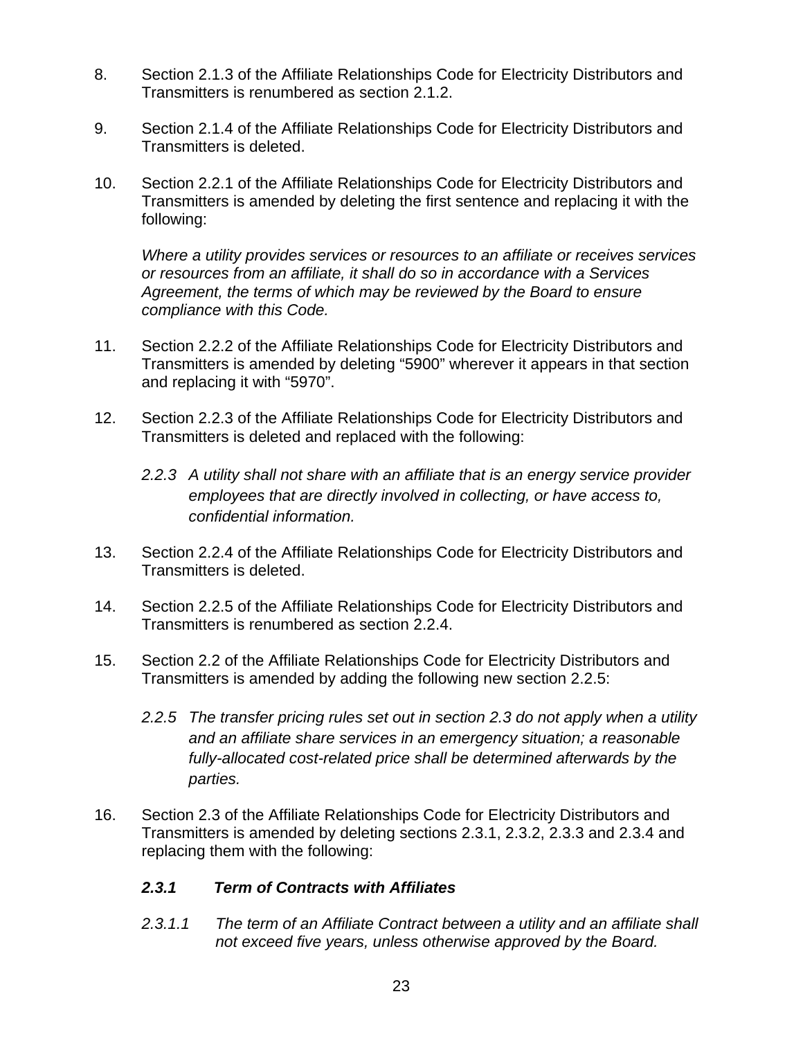8. Section 2.1.3 of the Affiliate Relationships Code for Electricity Distributors and Transmitters is renumbered as section 2.1.2.

9. Section 2.1.4 of the Affiliate Relationships Code for Electricity Distributors and Transmitters is deleted.

10. Section 2.2.1 of the Affiliate Relationships Code for Electricity Distributors and Transmitters is amended by deleting the first sentence and replacing it with the following:

    *Where a utility provides services or resources to an affiliate or receives services or resources from an affiliate, it shall do so in accordance with a Services Agreement, the terms of which may be reviewed by the Board to ensure compliance with this Code.*

11. Section 2.2.2 of the Affiliate Relationships Code for Electricity Distributors and Transmitters is amended by deleting "5900" wherever it appears in that section and replacing it with "5970".

12. Section 2.2.3 of the Affiliate Relationships Code for Electricity Distributors and Transmitters is deleted and replaced with the following:

    *2.2.3 A utility shall not share with an affiliate that is an energy service provider employees that are directly involved in collecting, or have access to, confidential information.*

13. Section 2.2.4 of the Affiliate Relationships Code for Electricity Distributors and Transmitters is deleted.

14. Section 2.2.5 of the Affiliate Relationships Code for Electricity Distributors and Transmitters is renumbered as section 2.2.4.

15. Section 2.2 of the Affiliate Relationships Code for Electricity Distributors and Transmitters is amended by adding the following new section 2.2.5:

    *2.2.5 The transfer pricing rules set out in section 2.3 do not apply when a utility and an affiliate share services in an emergency situation; a reasonable fully-allocated cost-related price shall be determined afterwards by the parties.*

16. Section 2.3 of the Affiliate Relationships Code for Electricity Distributors and Transmitters is amended by deleting sections 2.3.1, 2.3.2, 2.3.3 and 2.3.4 and replacing them with the following:

    ***2.3.1 Term of Contracts with Affiliates***

    *2.3.1.1 The term of an Affiliate Contract between a utility and an affiliate shall not exceed five years, unless otherwise approved by the Board.*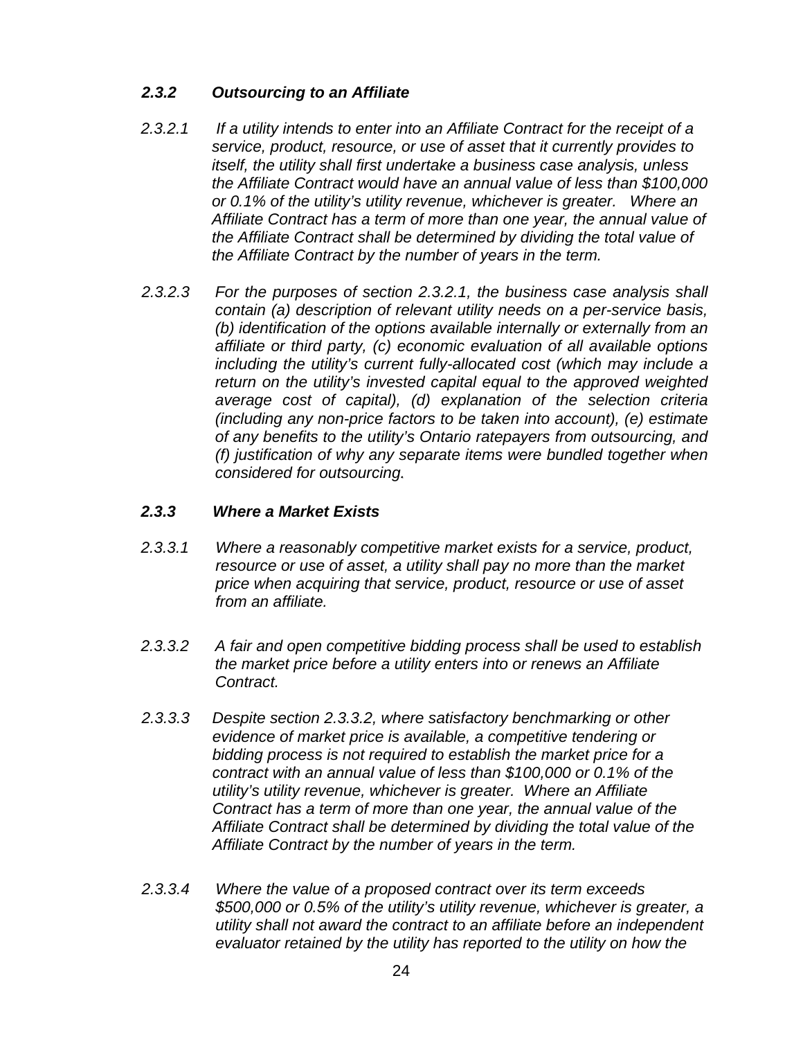### *2.3.2 Outsourcing to an Affiliate*

*2.3.2.1 If a utility intends to enter into an Affiliate Contract for the receipt of a service, product, resource, or use of asset that it currently provides to itself, the utility shall first undertake a business case analysis, unless the Affiliate Contract would have an annual value of less than $100,000 or 0.1% of the utility's utility revenue, whichever is greater. Where an Affiliate Contract has a term of more than one year, the annual value of the Affiliate Contract shall be determined by dividing the total value of the Affiliate Contract by the number of years in the term.*

*2.3.2.3 For the purposes of section 2.3.2.1, the business case analysis shall contain (a) description of relevant utility needs on a per-service basis, (b) identification of the options available internally or externally from an affiliate or third party, (c) economic evaluation of all available options including the utility's current fully-allocated cost (which may include a return on the utility's invested capital equal to the approved weighted average cost of capital), (d) explanation of the selection criteria (including any non-price factors to be taken into account), (e) estimate of any benefits to the utility's Ontario ratepayers from outsourcing, and (f) justification of why any separate items were bundled together when considered for outsourcing.*

### *2.3.3 Where a Market Exists*

*2.3.3.1 Where a reasonably competitive market exists for a service, product, resource or use of asset, a utility shall pay no more than the market price when acquiring that service, product, resource or use of asset from an affiliate.*

*2.3.3.2 A fair and open competitive bidding process shall be used to establish the market price before a utility enters into or renews an Affiliate Contract.*

*2.3.3.3 Despite section 2.3.3.2, where satisfactory benchmarking or other evidence of market price is available, a competitive tendering or bidding process is not required to establish the market price for a contract with an annual value of less than $100,000 or 0.1% of the utility's utility revenue, whichever is greater. Where an Affiliate Contract has a term of more than one year, the annual value of the Affiliate Contract shall be determined by dividing the total value of the Affiliate Contract by the number of years in the term.*

*2.3.3.4 Where the value of a proposed contract over its term exceeds $500,000 or 0.5% of the utility's utility revenue, whichever is greater, a utility shall not award the contract to an affiliate before an independent evaluator retained by the utility has reported to the utility on how the*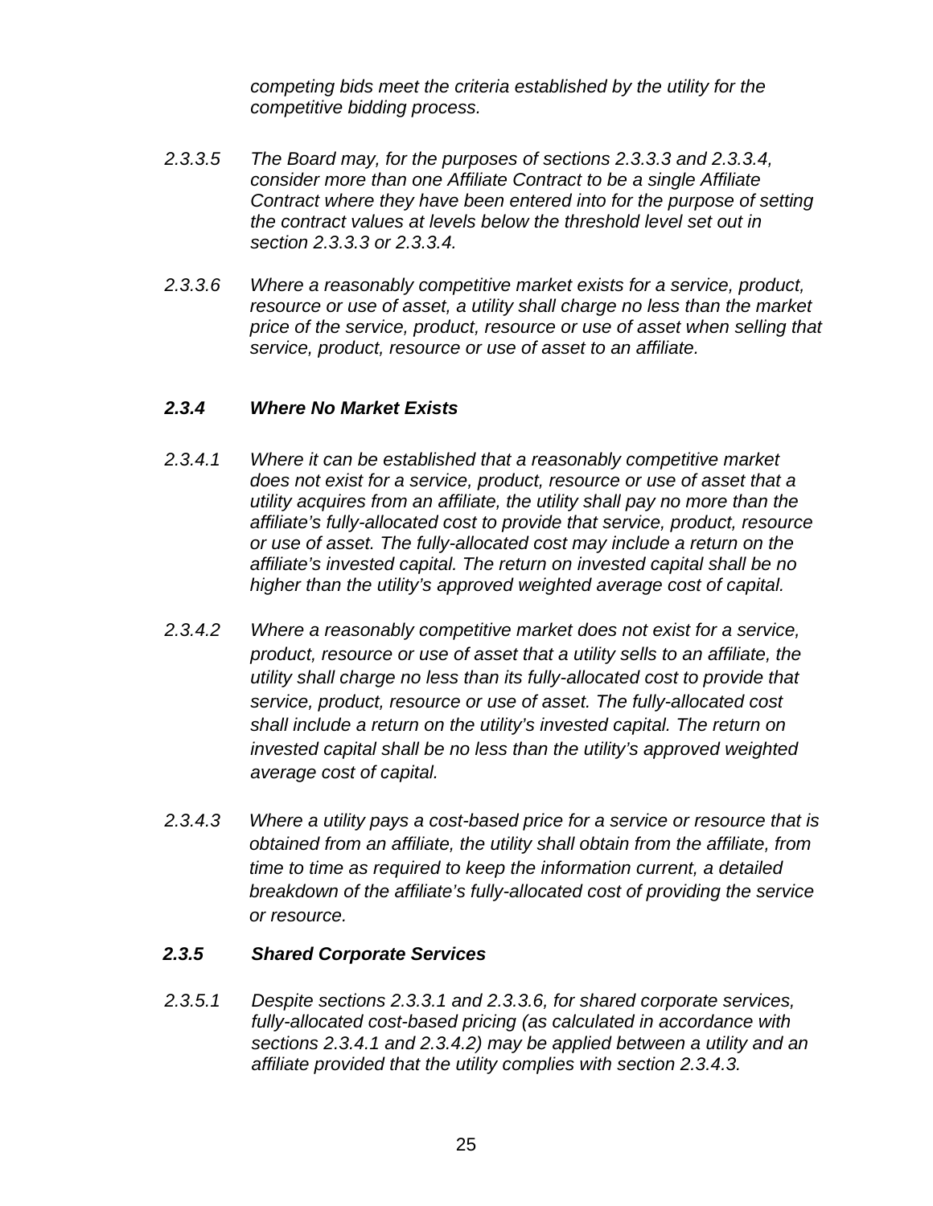*competing bids meet the criteria established by the utility for the competitive bidding process.*

*2.3.3.5 The Board may, for the purposes of sections 2.3.3.3 and 2.3.3.4, consider more than one Affiliate Contract to be a single Affiliate Contract where they have been entered into for the purpose of setting the contract values at levels below the threshold level set out in section 2.3.3.3 or 2.3.3.4.*

*2.3.3.6 Where a reasonably competitive market exists for a service, product, resource or use of asset, a utility shall charge no less than the market price of the service, product, resource or use of asset when selling that service, product, resource or use of asset to an affiliate.*

### *2.3.4 Where No Market Exists*

*2.3.4.1 Where it can be established that a reasonably competitive market does not exist for a service, product, resource or use of asset that a utility acquires from an affiliate, the utility shall pay no more than the affiliate's fully-allocated cost to provide that service, product, resource or use of asset. The fully-allocated cost may include a return on the affiliate's invested capital. The return on invested capital shall be no higher than the utility's approved weighted average cost of capital.*

*2.3.4.2 Where a reasonably competitive market does not exist for a service, product, resource or use of asset that a utility sells to an affiliate, the utility shall charge no less than its fully-allocated cost to provide that service, product, resource or use of asset. The fully-allocated cost shall include a return on the utility's invested capital. The return on invested capital shall be no less than the utility's approved weighted average cost of capital.*

*2.3.4.3 Where a utility pays a cost-based price for a service or resource that is obtained from an affiliate, the utility shall obtain from the affiliate, from time to time as required to keep the information current, a detailed breakdown of the affiliate's fully-allocated cost of providing the service or resource.*

### *2.3.5 Shared Corporate Services*

*2.3.5.1 Despite sections 2.3.3.1 and 2.3.3.6, for shared corporate services, fully-allocated cost-based pricing (as calculated in accordance with sections 2.3.4.1 and 2.3.4.2) may be applied between a utility and an affiliate provided that the utility complies with section 2.3.4.3.*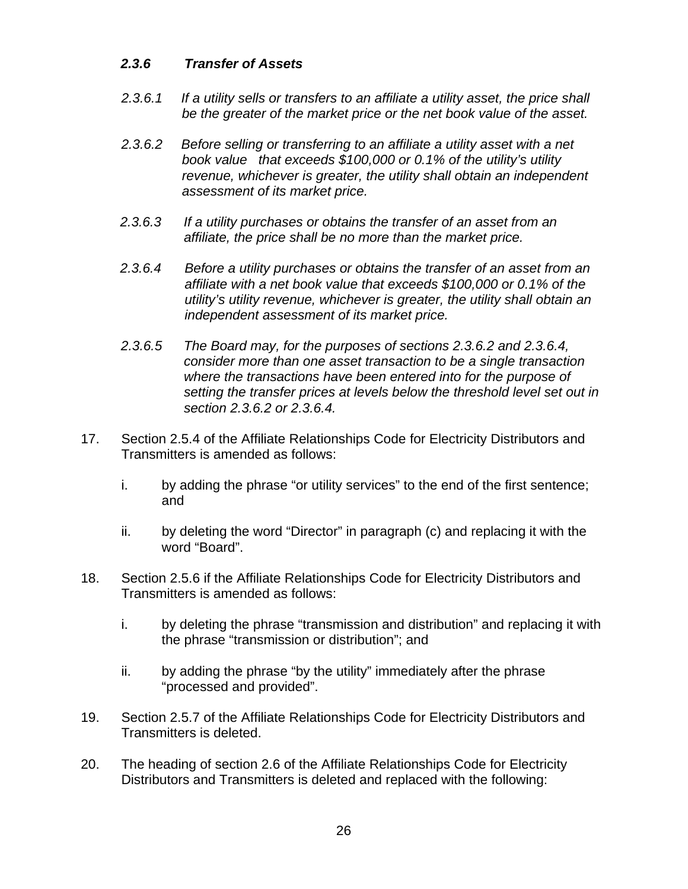***2.3.6 Transfer of Assets***

*2.3.6.1 If a utility sells or transfers to an affiliate a utility asset, the price shall be the greater of the market price or the net book value of the asset.*

*2.3.6.2 Before selling or transferring to an affiliate a utility asset with a net book value that exceeds $100,000 or 0.1% of the utility's utility revenue, whichever is greater, the utility shall obtain an independent assessment of its market price.*

*2.3.6.3 If a utility purchases or obtains the transfer of an asset from an affiliate, the price shall be no more than the market price.*

*2.3.6.4 Before a utility purchases or obtains the transfer of an asset from an affiliate with a net book value that exceeds $100,000 or 0.1% of the utility's utility revenue, whichever is greater, the utility shall obtain an independent assessment of its market price.*

*2.3.6.5 The Board may, for the purposes of sections 2.3.6.2 and 2.3.6.4, consider more than one asset transaction to be a single transaction where the transactions have been entered into for the purpose of setting the transfer prices at levels below the threshold level set out in section 2.3.6.2 or 2.3.6.4.*

17. Section 2.5.4 of the Affiliate Relationships Code for Electricity Distributors and Transmitters is amended as follows:

    i. by adding the phrase "or utility services" to the end of the first sentence; and

    ii. by deleting the word "Director" in paragraph (c) and replacing it with the word "Board".

18. Section 2.5.6 if the Affiliate Relationships Code for Electricity Distributors and Transmitters is amended as follows:

    i. by deleting the phrase "transmission and distribution" and replacing it with the phrase "transmission or distribution"; and

    ii. by adding the phrase "by the utility" immediately after the phrase "processed and provided".

19. Section 2.5.7 of the Affiliate Relationships Code for Electricity Distributors and Transmitters is deleted.

20. The heading of section 2.6 of the Affiliate Relationships Code for Electricity Distributors and Transmitters is deleted and replaced with the following: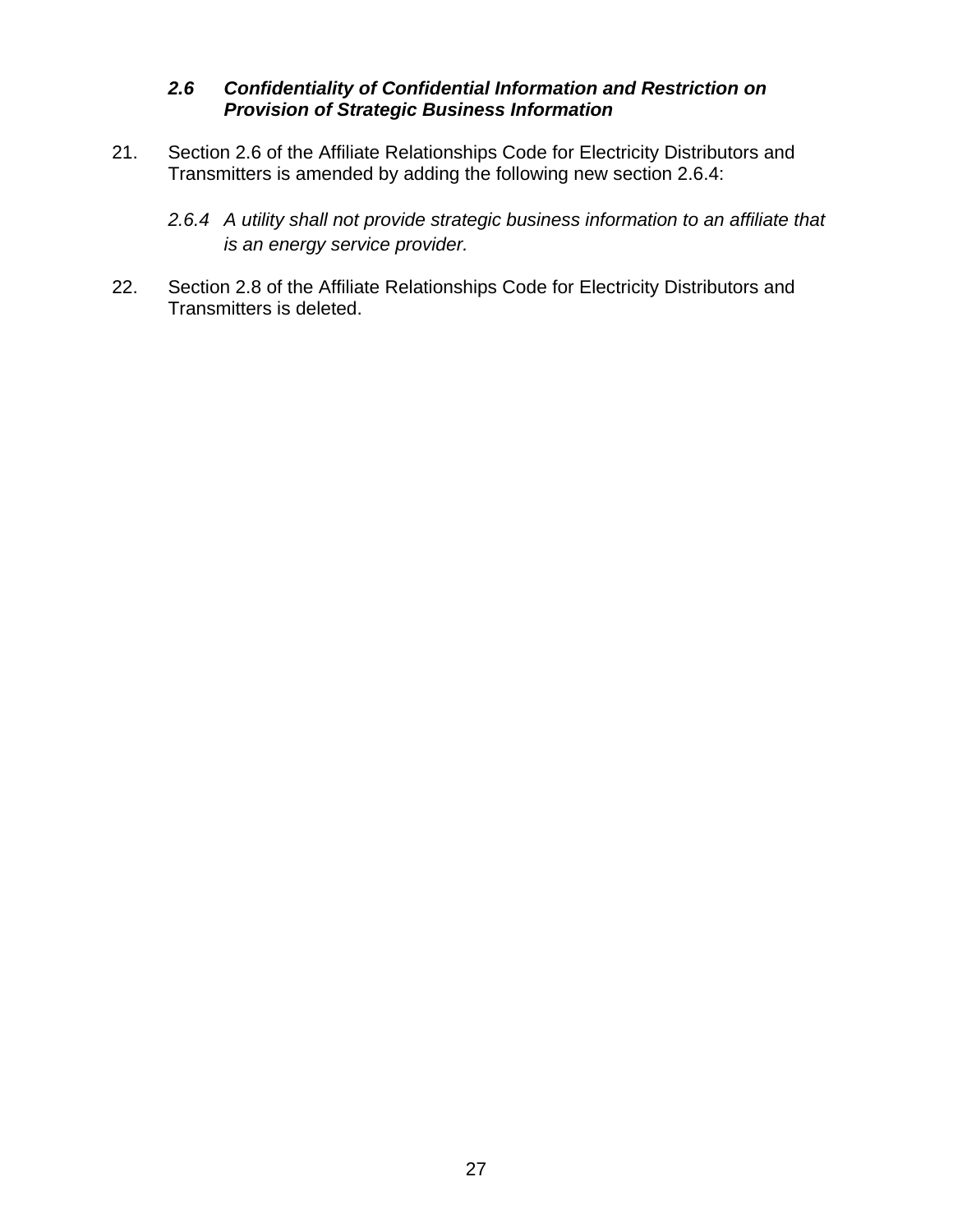### *2.6 Confidentiality of Confidential Information and Restriction on Provision of Strategic Business Information*

21. Section 2.6 of the Affiliate Relationships Code for Electricity Distributors and Transmitters is amended by adding the following new section 2.6.4:

    *2.6.4 A utility shall not provide strategic business information to an affiliate that is an energy service provider.*

22. Section 2.8 of the Affiliate Relationships Code for Electricity Distributors and Transmitters is deleted.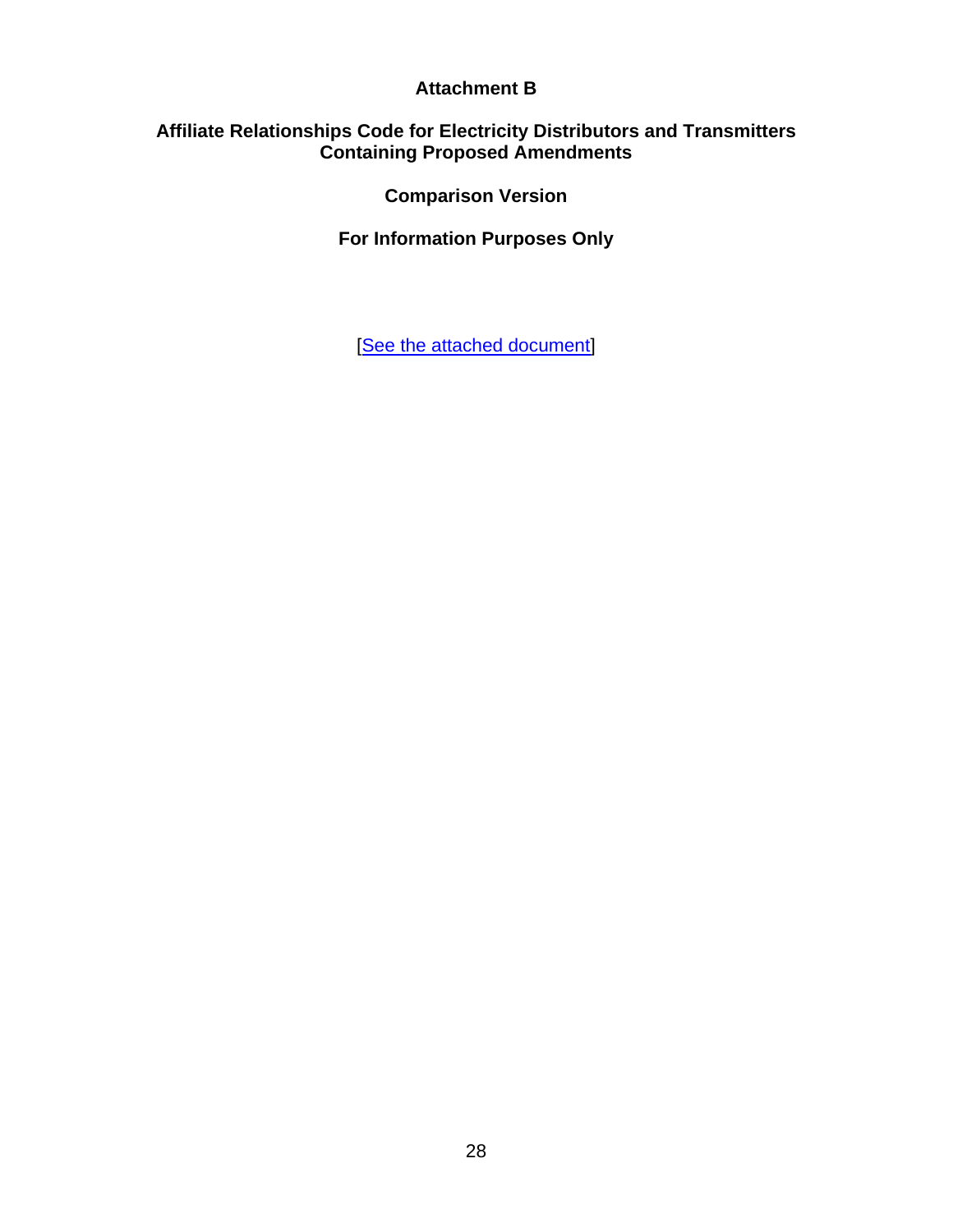**Attachment B**

**Affiliate Relationships Code for Electricity Distributors and Transmitters Containing Proposed Amendments**

**Comparison Version**

**For Information Purposes Only**

[See the attached document]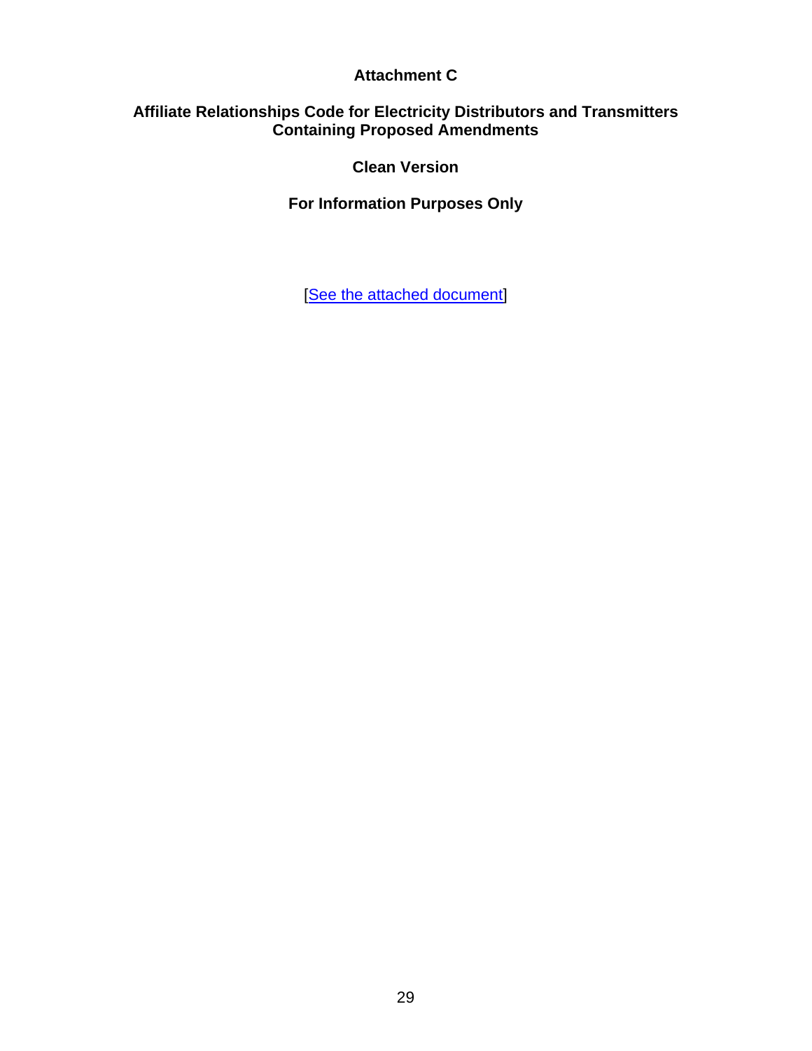**Attachment C**

**Affiliate Relationships Code for Electricity Distributors and Transmitters Containing Proposed Amendments**

**Clean Version**

**For Information Purposes Only**

[See the attached document]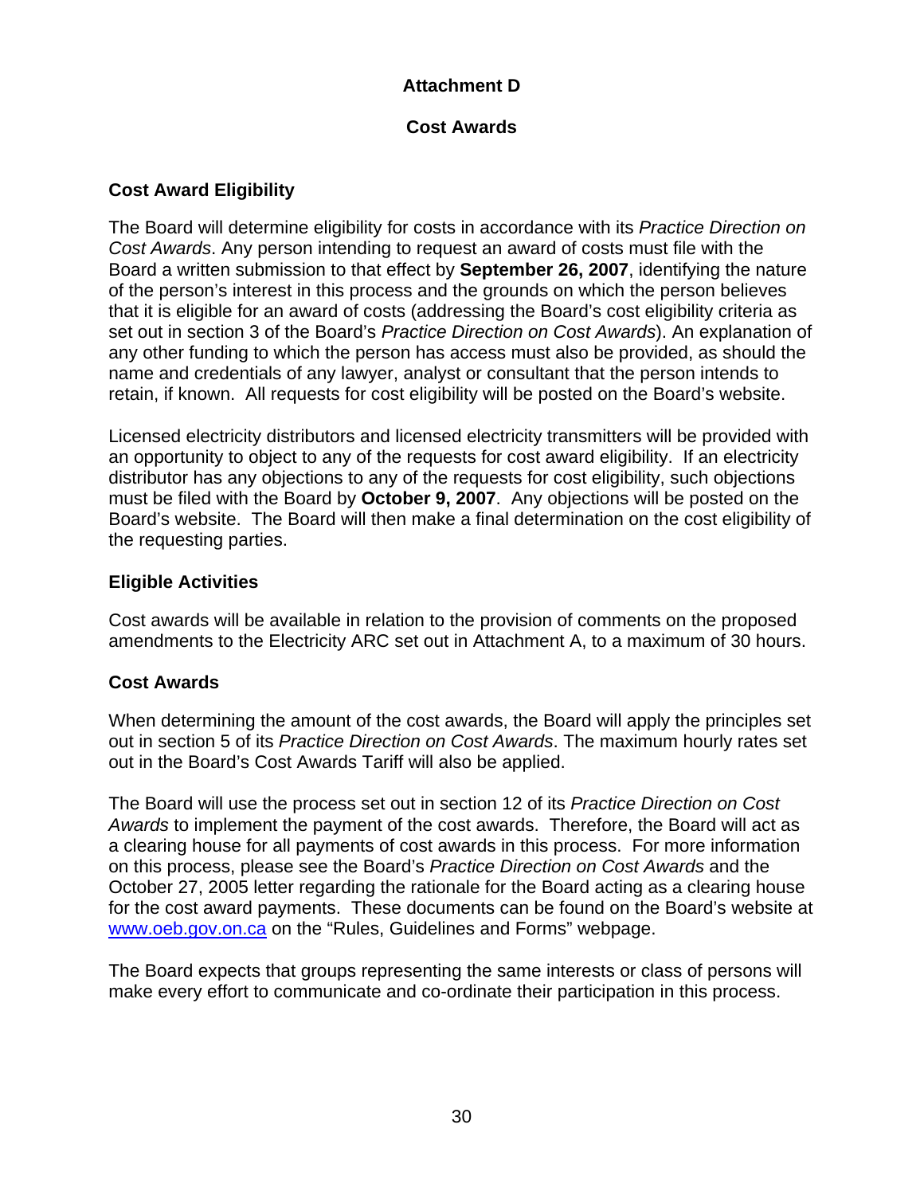# Attachment D

# Cost Awards

## Cost Award Eligibility

The Board will determine eligibility for costs in accordance with its *Practice Direction on Cost Awards*. Any person intending to request an award of costs must file with the Board a written submission to that effect by **September 26, 2007**, identifying the nature of the person's interest in this process and the grounds on which the person believes that it is eligible for an award of costs (addressing the Board's cost eligibility criteria as set out in section 3 of the Board's *Practice Direction on Cost Awards*). An explanation of any other funding to which the person has access must also be provided, as should the name and credentials of any lawyer, analyst or consultant that the person intends to retain, if known. All requests for cost eligibility will be posted on the Board's website.

Licensed electricity distributors and licensed electricity transmitters will be provided with an opportunity to object to any of the requests for cost award eligibility. If an electricity distributor has any objections to any of the requests for cost eligibility, such objections must be filed with the Board by **October 9, 2007**. Any objections will be posted on the Board's website. The Board will then make a final determination on the cost eligibility of the requesting parties.

## Eligible Activities

Cost awards will be available in relation to the provision of comments on the proposed amendments to the Electricity ARC set out in Attachment A, to a maximum of 30 hours.

## Cost Awards

When determining the amount of the cost awards, the Board will apply the principles set out in section 5 of its *Practice Direction on Cost Awards*. The maximum hourly rates set out in the Board's Cost Awards Tariff will also be applied.

The Board will use the process set out in section 12 of its *Practice Direction on Cost Awards* to implement the payment of the cost awards. Therefore, the Board will act as a clearing house for all payments of cost awards in this process. For more information on this process, please see the Board's *Practice Direction on Cost Awards* and the October 27, 2005 letter regarding the rationale for the Board acting as a clearing house for the cost award payments. These documents can be found on the Board's website at [www.oeb.gov.on.ca](http://www.oeb.gov.on.ca) on the "Rules, Guidelines and Forms" webpage.

The Board expects that groups representing the same interests or class of persons will make every effort to communicate and co-ordinate their participation in this process.